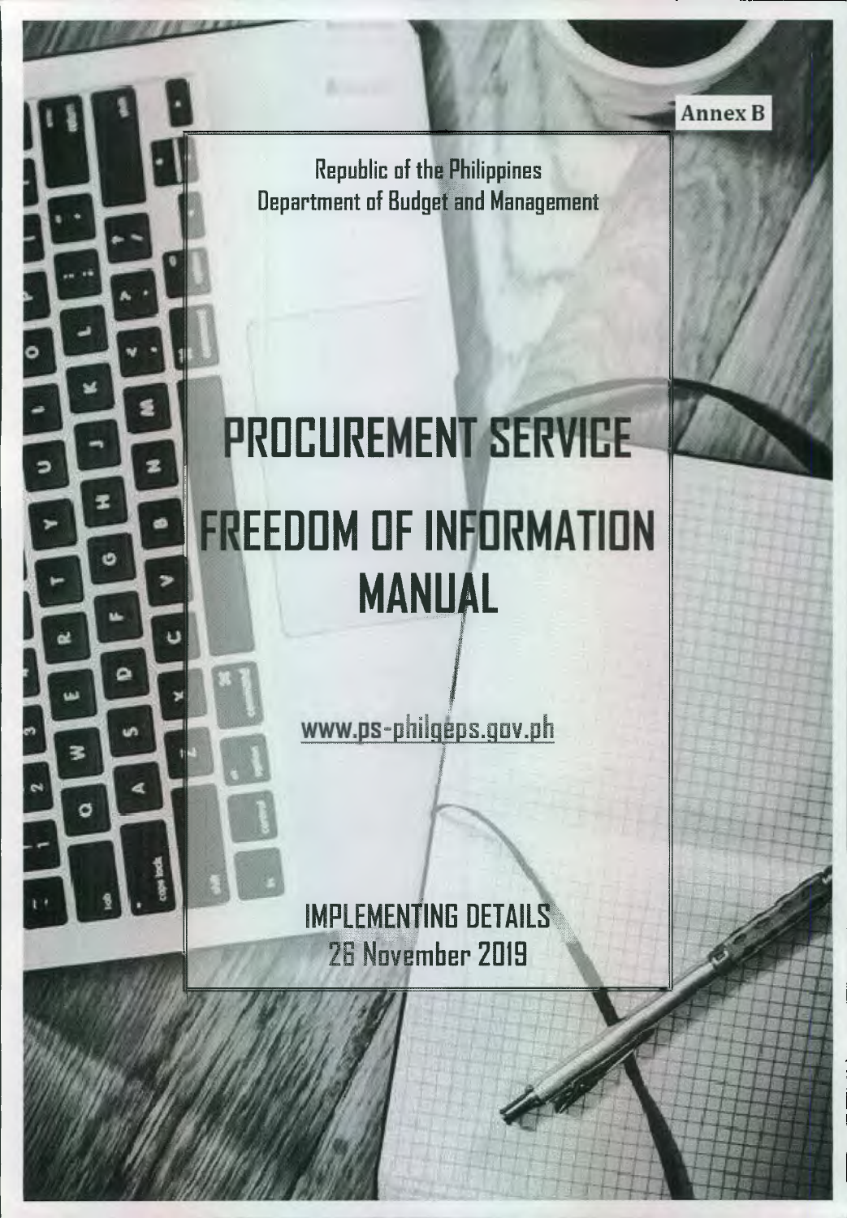Annex B

Republic of the Philippines
Department of Budget and Management

# PROCUREMENT SERVICE

# FREEDOM OF INFORMATION MANUAL

www.ps-philgeps.gov.ph

IMPLEMENTING DETAILS
26 November 2019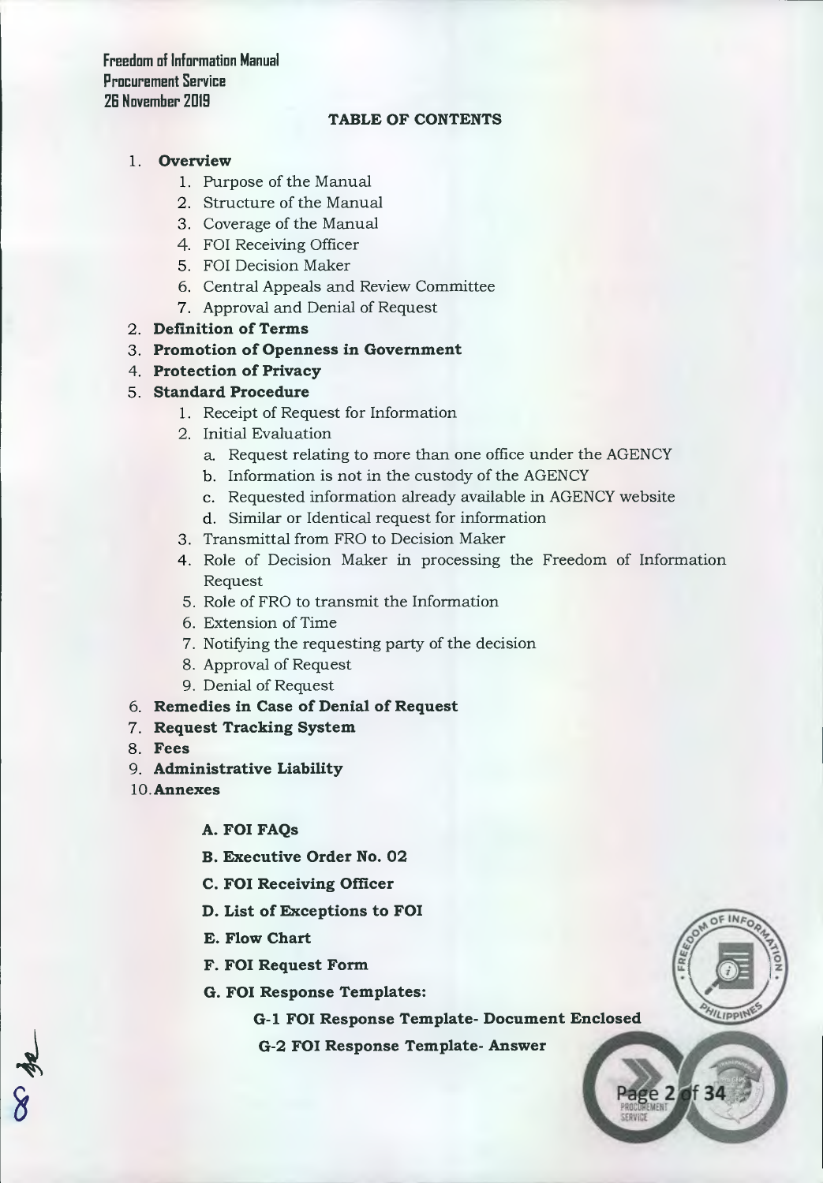**TABLE OF CONTENTS**

1. **Overview**
    1. Purpose of the Manual
    2. Structure of the Manual
    3. Coverage of the Manual
    4. FOI Receiving Officer
    5. FOI Decision Maker
    6. Central Appeals and Review Committee
    7. Approval and Denial of Request
2. **Definition of Terms**
3. **Promotion of Openness in Government**
4. **Protection of Privacy**
5. **Standard Procedure**
    1. Receipt of Request for Information
    2. Initial Evaluation
        a. Request relating to more than one office under the AGENCY
        b. Information is not in the custody of the AGENCY
        c. Requested information already available in AGENCY website
        d. Similar or Identical request for information
    3. Transmittal from FRO to Decision Maker
    4. Role of Decision Maker in processing the Freedom of Information Request
    5. Role of FRO to transmit the Information
    6. Extension of Time
    7. Notifying the requesting party of the decision
    8. Approval of Request
    9. Denial of Request
6. **Remedies in Case of Denial of Request**
7. **Request Tracking System**
8. **Fees**
9. **Administrative Liability**
10. **Annexes**

    **A. FOI FAQs**

    **B. Executive Order No. 02**

    **C. FOI Receiving Officer**

    **D. List of Exceptions to FOI**

    **E. Flow Chart**

    **F. FOI Request Form**

    **G. FOI Response Templates:**

    **G-1 FOI Response Template- Document Enclosed**

    **G-2 FOI Response Template- Answer**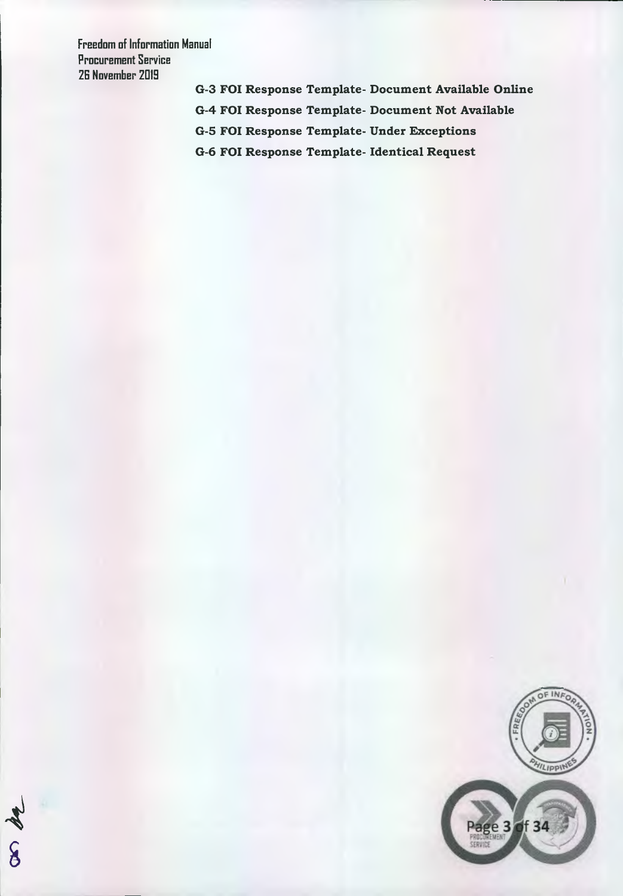G-3 FOI Response Template- Document Available Online

G-4 FOI Response Template- Document Not Available

G-5 FOI Response Template- Under Exceptions

G-6 FOI Response Template- Identical Request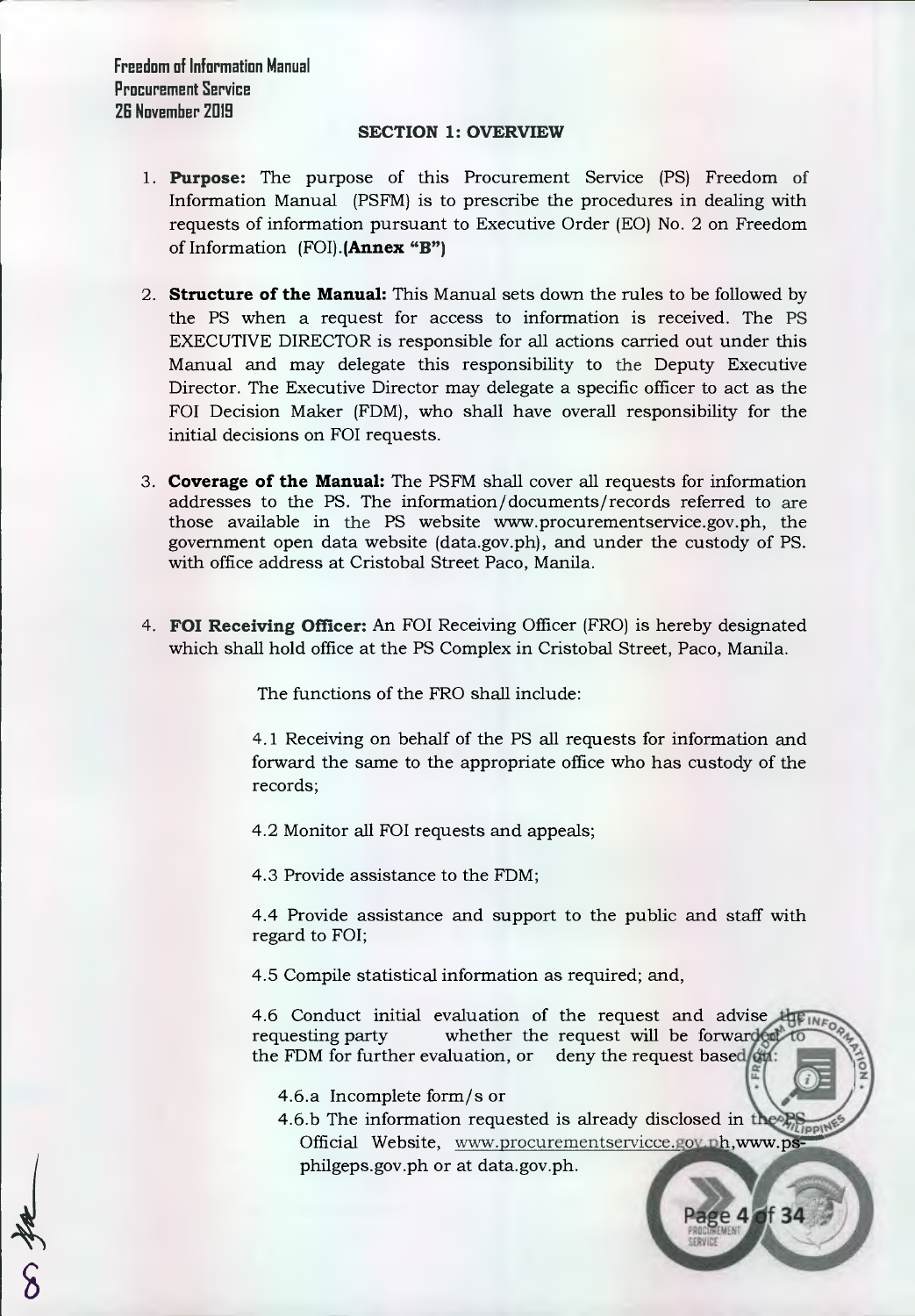## SECTION 1: OVERVIEW

1. **Purpose:** The purpose of this Procurement Service (PS) Freedom of Information Manual (PSFM) is to prescribe the procedures in dealing with requests of information pursuant to Executive Order (EO) No. 2 on Freedom of Information (FOI).**(Annex "B")**

2. **Structure of the Manual:** This Manual sets down the rules to be followed by the PS when a request for access to information is received. The PS EXECUTIVE DIRECTOR is responsible for all actions carried out under this Manual and may delegate this responsibility to the Deputy Executive Director. The Executive Director may delegate a specific officer to act as the FOI Decision Maker (FDM), who shall have overall responsibility for the initial decisions on FOI requests.

3. **Coverage of the Manual:** The PSFM shall cover all requests for information addresses to the PS. The information/documents/records referred to are those available in the PS website www.procurementservice.gov.ph, the government open data website (data.gov.ph), and under the custody of PS. with office address at Cristobal Street Paco, Manila.

4. **FOI Receiving Officer:** An FOI Receiving Officer (FRO) is hereby designated which shall hold office at the PS Complex in Cristobal Street, Paco, Manila.

   The functions of the FRO shall include:

   4.1 Receiving on behalf of the PS all requests for information and forward the same to the appropriate office who has custody of the records;

   4.2 Monitor all FOI requests and appeals;

   4.3 Provide assistance to the FDM;

   4.4 Provide assistance and support to the public and staff with regard to FOI;

   4.5 Compile statistical information as required; and,

   4.6 Conduct initial evaluation of the request and advise the requesting party whether the request will be forwarded to the FDM for further evaluation, or deny the request based on:

   4.6.a Incomplete form/s or

   4.6.b The information requested is already disclosed in the PS Official Website, www.procurementservicce.gov.ph, www.ps-philgeps.gov.ph or at data.gov.ph.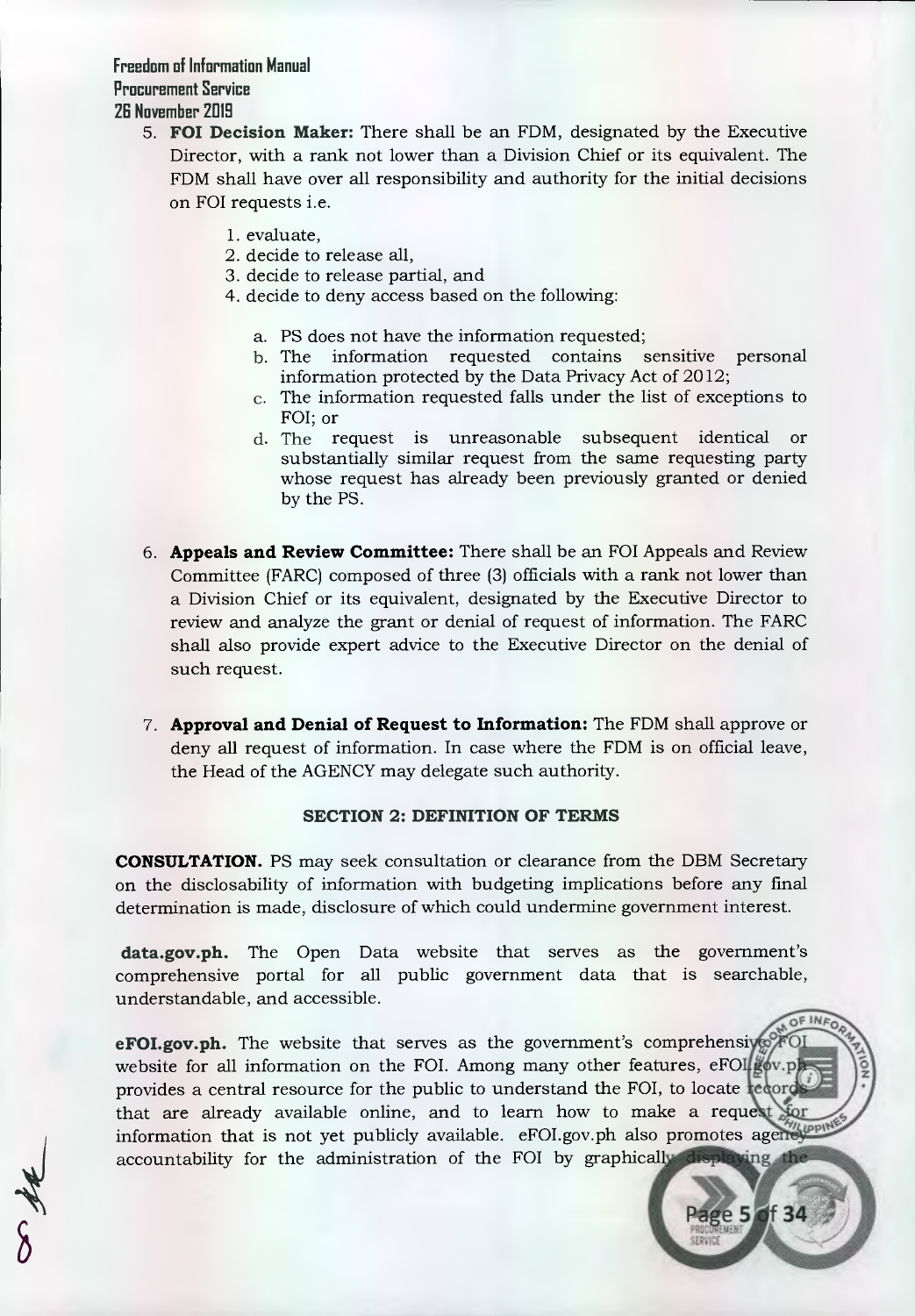5. **FOI Decision Maker:** There shall be an FDM, designated by the Executive Director, with a rank not lower than a Division Chief or its equivalent. The FDM shall have over all responsibility and authority for the initial decisions on FOI requests i.e.

    1. evaluate,
    2. decide to release all,
    3. decide to release partial, and
    4. decide to deny access based on the following:

        a. PS does not have the information requested;
        b. The information requested contains sensitive personal information protected by the Data Privacy Act of 2012;
        c. The information requested falls under the list of exceptions to FOI; or
        d. The request is unreasonable subsequent identical or substantially similar request from the same requesting party whose request has already been previously granted or denied by the PS.

6. **Appeals and Review Committee:** There shall be an FOI Appeals and Review Committee (FARC) composed of three (3) officials with a rank not lower than a Division Chief or its equivalent, designated by the Executive Director to review and analyze the grant or denial of request of information. The FARC shall also provide expert advice to the Executive Director on the denial of such request.

7. **Approval and Denial of Request to Information:** The FDM shall approve or deny all request of information. In case where the FDM is on official leave, the Head of the AGENCY may delegate such authority.

### SECTION 2: DEFINITION OF TERMS

**CONSULTATION.** PS may seek consultation or clearance from the DBM Secretary on the disclosability of information with budgeting implications before any final determination is made, disclosure of which could undermine government interest.

**data.gov.ph.** The Open Data website that serves as the government's comprehensive portal for all public government data that is searchable, understandable, and accessible.

**eFOI.gov.ph.** The website that serves as the government's comprehensive FOI website for all information on the FOI. Among many other features, eFOI.gov.ph provides a central resource for the public to understand the FOI, to locate records that are already available online, and to learn how to make a request for information that is not yet publicly available. eFOI.gov.ph also promotes agency accountability for the administration of the FOI by graphically displaying the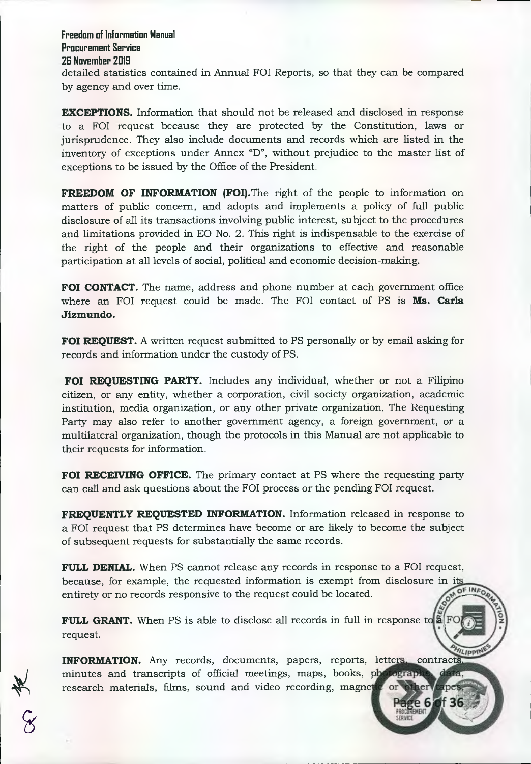detailed statistics contained in Annual FOI Reports, so that they can be compared by agency and over time.

**EXCEPTIONS.** Information that should not be released and disclosed in response to a FOI request because they are protected by the Constitution, laws or jurisprudence. They also include documents and records which are listed in the inventory of exceptions under Annex "D", without prejudice to the master list of exceptions to be issued by the Office of the President.

**FREEDOM OF INFORMATION (FOI).**The right of the people to information on matters of public concern, and adopts and implements a policy of full public disclosure of all its transactions involving public interest, subject to the procedures and limitations provided in EO No. 2. This right is indispensable to the exercise of the right of the people and their organizations to effective and reasonable participation at all levels of social, political and economic decision-making.

**FOI CONTACT.** The name, address and phone number at each government office where an FOI request could be made. The FOI contact of PS is **Ms. Carla Jizmundo.**

**FOI REQUEST.** A written request submitted to PS personally or by email asking for records and information under the custody of PS.

**FOI REQUESTING PARTY.** Includes any individual, whether or not a Filipino citizen, or any entity, whether a corporation, civil society organization, academic institution, media organization, or any other private organization. The Requesting Party may also refer to another government agency, a foreign government, or a multilateral organization, though the protocols in this Manual are not applicable to their requests for information.

**FOI RECEIVING OFFICE.** The primary contact at PS where the requesting party can call and ask questions about the FOI process or the pending FOI request.

**FREQUENTLY REQUESTED INFORMATION.** Information released in response to a FOI request that PS determines have become or are likely to become the subject of subsequent requests for substantially the same records.

**FULL DENIAL.** When PS cannot release any records in response to a FOI request, because, for example, the requested information is exempt from disclosure in its entirety or no records responsive to the request could be located.

**FULL GRANT.** When PS is able to disclose all records in full in response to a FOI request.

**INFORMATION.** Any records, documents, papers, reports, letters, contracts, minutes and transcripts of official meetings, maps, books, photographs, data, research materials, films, sound and video recording, magnetic or other tapes,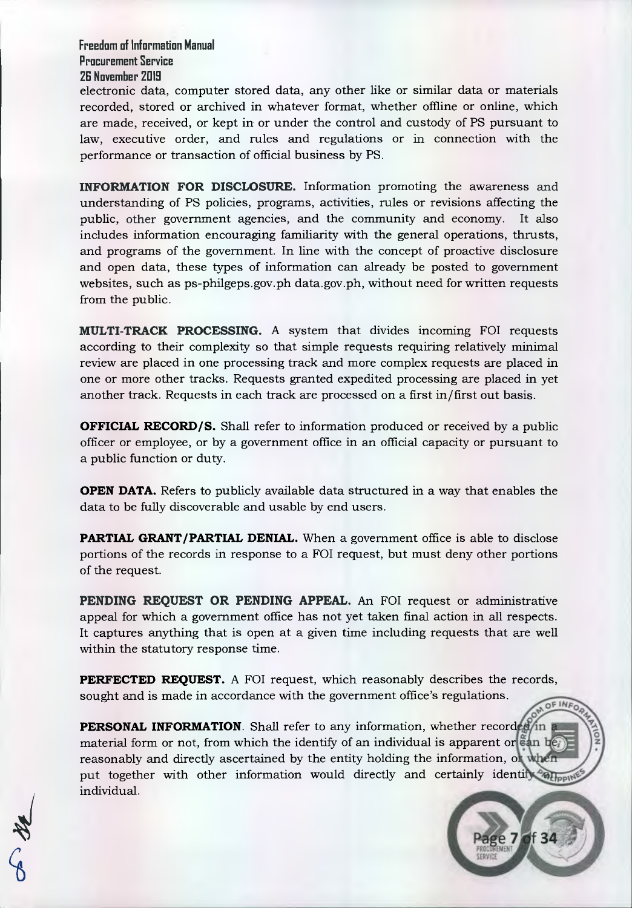electronic data, computer stored data, any other like or similar data or materials recorded, stored or archived in whatever format, whether offline or online, which are made, received, or kept in or under the control and custody of PS pursuant to law, executive order, and rules and regulations or in connection with the performance or transaction of official business by PS.

**INFORMATION FOR DISCLOSURE.** Information promoting the awareness and understanding of PS policies, programs, activities, rules or revisions affecting the public, other government agencies, and the community and economy. It also includes information encouraging familiarity with the general operations, thrusts, and programs of the government. In line with the concept of proactive disclosure and open data, these types of information can already be posted to government websites, such as ps-philgeps.gov.ph data.gov.ph, without need for written requests from the public.

**MULTI-TRACK PROCESSING.** A system that divides incoming FOI requests according to their complexity so that simple requests requiring relatively minimal review are placed in one processing track and more complex requests are placed in one or more other tracks. Requests granted expedited processing are placed in yet another track. Requests in each track are processed on a first in/first out basis.

**OFFICIAL RECORD/S.** Shall refer to information produced or received by a public officer or employee, or by a government office in an official capacity or pursuant to a public function or duty.

**OPEN DATA.** Refers to publicly available data structured in a way that enables the data to be fully discoverable and usable by end users.

**PARTIAL GRANT/PARTIAL DENIAL.** When a government office is able to disclose portions of the records in response to a FOI request, but must deny other portions of the request.

**PENDING REQUEST OR PENDING APPEAL.** An FOI request or administrative appeal for which a government office has not yet taken final action in all respects. It captures anything that is open at a given time including requests that are well within the statutory response time.

**PERFECTED REQUEST.** A FOI request, which reasonably describes the records, sought and is made in accordance with the government office's regulations.

**PERSONAL INFORMATION**. Shall refer to any information, whether recorded in a material form or not, from which the identify of an individual is apparent or can be reasonably and directly ascertained by the entity holding the information, or when put together with other information would directly and certainly identify an individual.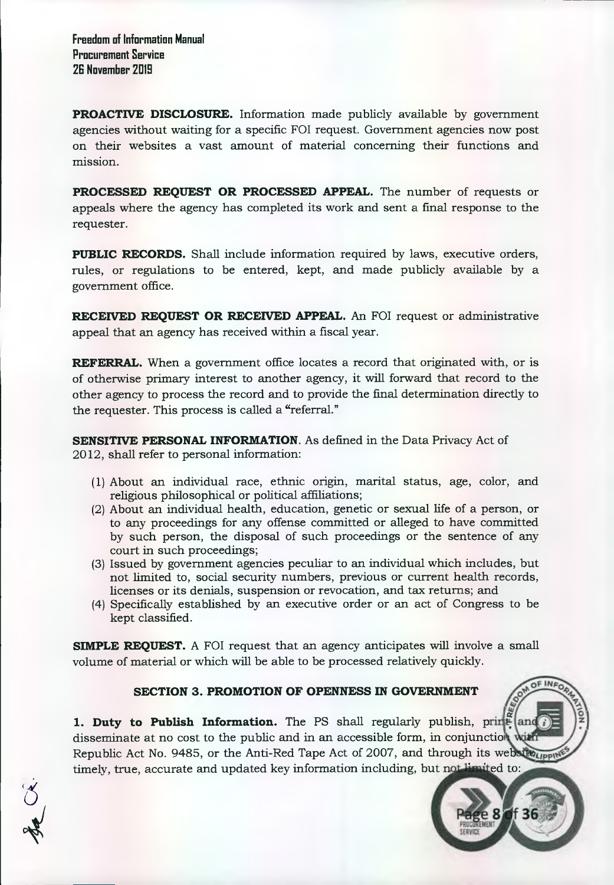**PROACTIVE DISCLOSURE.** Information made publicly available by government agencies without waiting for a specific FOI request. Government agencies now post on their websites a vast amount of material concerning their functions and mission.

**PROCESSED REQUEST OR PROCESSED APPEAL.** The number of requests or appeals where the agency has completed its work and sent a final response to the requester.

**PUBLIC RECORDS.** Shall include information required by laws, executive orders, rules, or regulations to be entered, kept, and made publicly available by a government office.

**RECEIVED REQUEST OR RECEIVED APPEAL.** An FOI request or administrative appeal that an agency has received within a fiscal year.

**REFERRAL.** When a government office locates a record that originated with, or is of otherwise primary interest to another agency, it will forward that record to the other agency to process the record and to provide the final determination directly to the requester. This process is called a "referral."

**SENSITIVE PERSONAL INFORMATION**. As defined in the Data Privacy Act of 2012, shall refer to personal information:

(1) About an individual race, ethnic origin, marital status, age, color, and religious philosophical or political affiliations;
(2) About an individual health, education, genetic or sexual life of a person, or to any proceedings for any offense committed or alleged to have committed by such person, the disposal of such proceedings or the sentence of any court in such proceedings;
(3) Issued by government agencies peculiar to an individual which includes, but not limited to, social security numbers, previous or current health records, licenses or its denials, suspension or revocation, and tax returns; and
(4) Specifically established by an executive order or an act of Congress to be kept classified.

**SIMPLE REQUEST.** A FOI request that an agency anticipates will involve a small volume of material or which will be able to be processed relatively quickly.

## SECTION 3. PROMOTION OF OPENNESS IN GOVERNMENT

**1. Duty to Publish Information.** The PS shall regularly publish, print and disseminate at no cost to the public and in an accessible form, in conjunction with Republic Act No. 9485, or the Anti-Red Tape Act of 2007, and through its website, timely, true, accurate and updated key information including, but not limited to: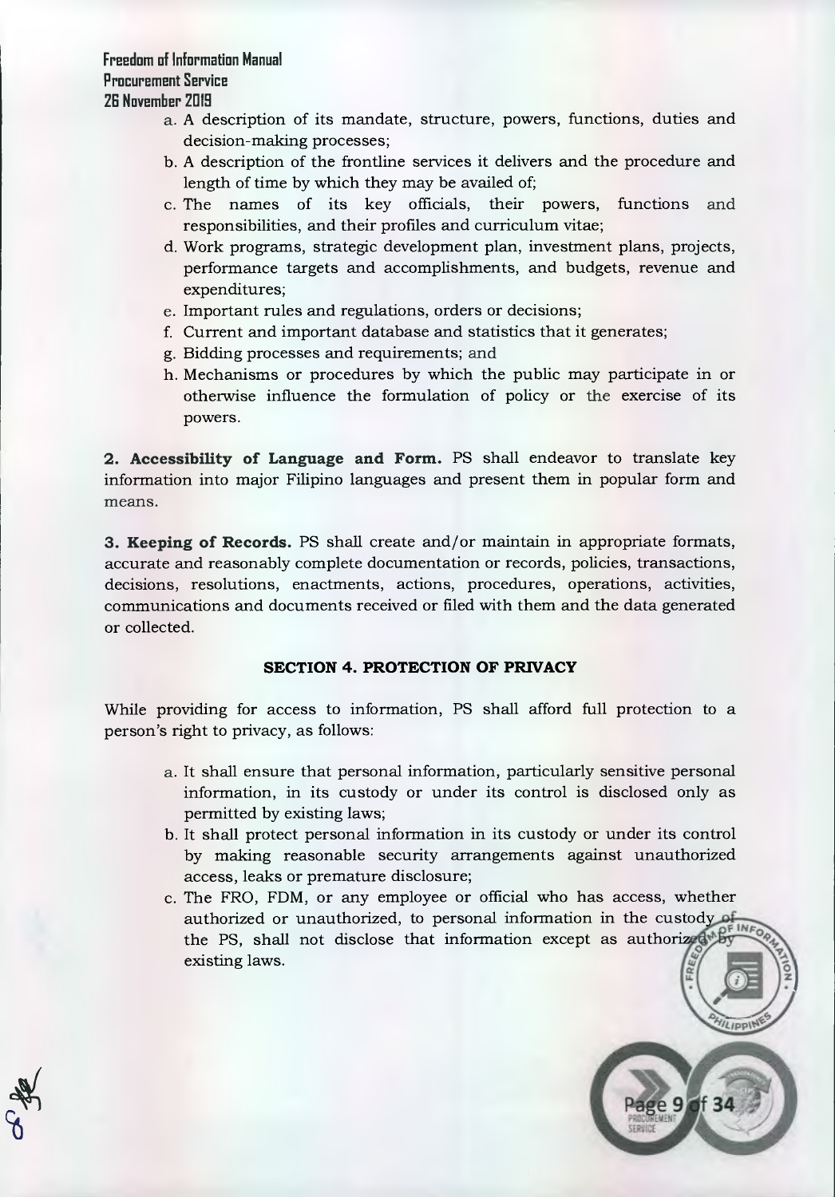a. A description of its mandate, structure, powers, functions, duties and decision-making processes;
b. A description of the frontline services it delivers and the procedure and length of time by which they may be availed of;
c. The names of its key officials, their powers, functions and responsibilities, and their profiles and curriculum vitae;
d. Work programs, strategic development plan, investment plans, projects, performance targets and accomplishments, and budgets, revenue and expenditures;
e. Important rules and regulations, orders or decisions;
f. Current and important database and statistics that it generates;
g. Bidding processes and requirements; and
h. Mechanisms or procedures by which the public may participate in or otherwise influence the formulation of policy or the exercise of its powers.

**2. Accessibility of Language and Form.** PS shall endeavor to translate key information into major Filipino languages and present them in popular form and means.

**3. Keeping of Records.** PS shall create and/or maintain in appropriate formats, accurate and reasonably complete documentation or records, policies, transactions, decisions, resolutions, enactments, actions, procedures, operations, activities, communications and documents received or filed with them and the data generated or collected.

## SECTION 4. PROTECTION OF PRIVACY

While providing for access to information, PS shall afford full protection to a person's right to privacy, as follows:

a. It shall ensure that personal information, particularly sensitive personal information, in its custody or under its control is disclosed only as permitted by existing laws;
b. It shall protect personal information in its custody or under its control by making reasonable security arrangements against unauthorized access, leaks or premature disclosure;
c. The FRO, FDM, or any employee or official who has access, whether authorized or unauthorized, to personal information in the custody of the PS, shall not disclose that information except as authorized by existing laws.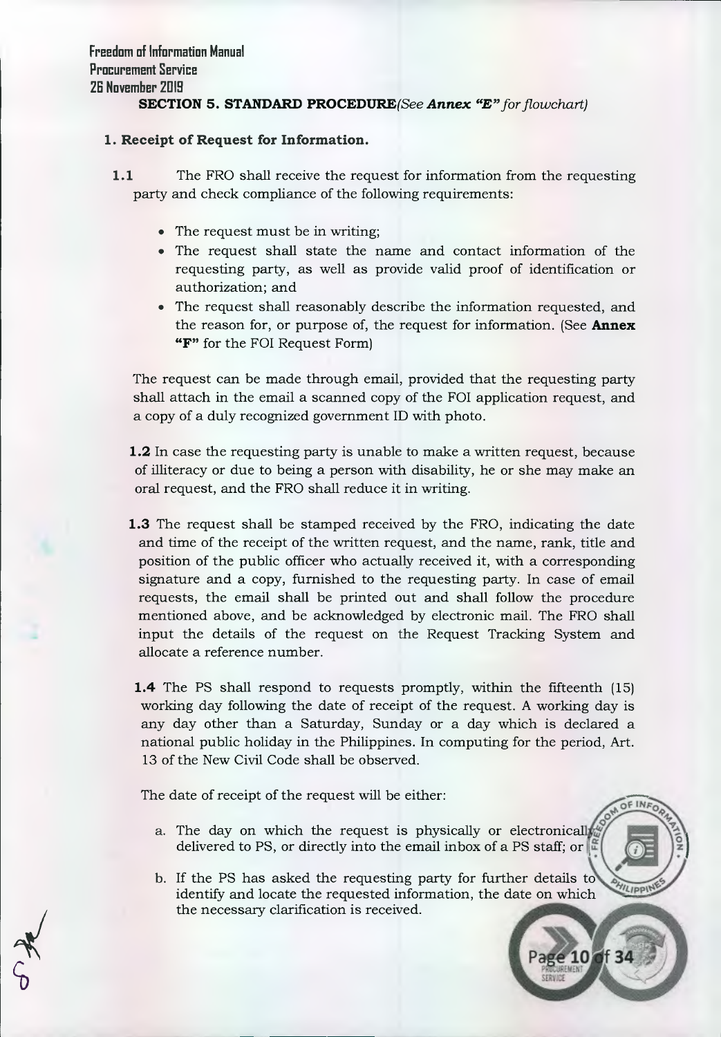**SECTION 5. STANDARD PROCEDURE***(See **Annex "E"** for flowchart)*

**1. Receipt of Request for Information.**

**1.1** The FRO shall receive the request for information from the requesting party and check compliance of the following requirements:

- The request must be in writing;
- The request shall state the name and contact information of the requesting party, as well as provide valid proof of identification or authorization; and
- The request shall reasonably describe the information requested, and the reason for, or purpose of, the request for information. (See **Annex "F"** for the FOI Request Form)

The request can be made through email, provided that the requesting party shall attach in the email a scanned copy of the FOI application request, and a copy of a duly recognized government ID with photo.

**1.2** In case the requesting party is unable to make a written request, because of illiteracy or due to being a person with disability, he or she may make an oral request, and the FRO shall reduce it in writing.

**1.3** The request shall be stamped received by the FRO, indicating the date and time of the receipt of the written request, and the name, rank, title and position of the public officer who actually received it, with a corresponding signature and a copy, furnished to the requesting party. In case of email requests, the email shall be printed out and shall follow the procedure mentioned above, and be acknowledged by electronic mail. The FRO shall input the details of the request on the Request Tracking System and allocate a reference number.

**1.4** The PS shall respond to requests promptly, within the fifteenth (15) working day following the date of receipt of the request. A working day is any day other than a Saturday, Sunday or a day which is declared a national public holiday in the Philippines. In computing for the period, Art. 13 of the New Civil Code shall be observed.

The date of receipt of the request will be either:

a. The day on which the request is physically or electronically delivered to PS, or directly into the email inbox of a PS staff; or

b. If the PS has asked the requesting party for further details to identify and locate the requested information, the date on which the necessary clarification is received.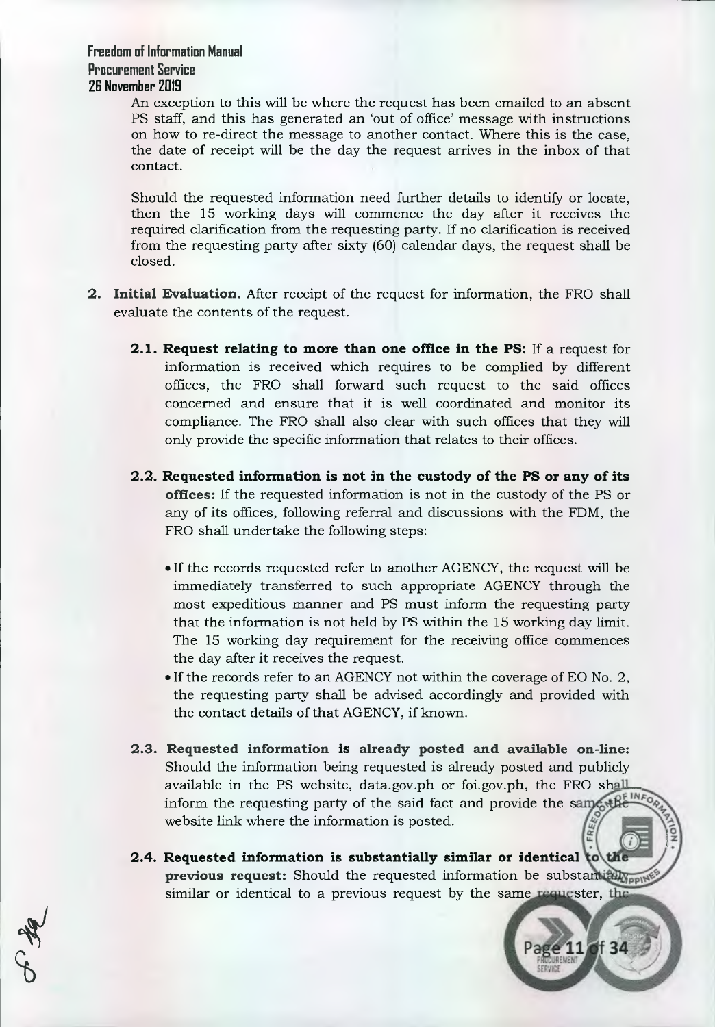An exception to this will be where the request has been emailed to an absent PS staff, and this has generated an 'out of office' message with instructions on how to re-direct the message to another contact. Where this is the case, the date of receipt will be the day the request arrives in the inbox of that contact.

Should the requested information need further details to identify or locate, then the 15 working days will commence the day after it receives the required clarification from the requesting party. If no clarification is received from the requesting party after sixty (60) calendar days, the request shall be closed.

2. **Initial Evaluation.** After receipt of the request for information, the FRO shall evaluate the contents of the request.

   **2.1. Request relating to more than one office in the PS:** If a request for information is received which requires to be complied by different offices, the FRO shall forward such request to the said offices concerned and ensure that it is well coordinated and monitor its compliance. The FRO shall also clear with such offices that they will only provide the specific information that relates to their offices.

   **2.2. Requested information is not in the custody of the PS or any of its offices:** If the requested information is not in the custody of the PS or any of its offices, following referral and discussions with the FDM, the FRO shall undertake the following steps:

   - If the records requested refer to another AGENCY, the request will be immediately transferred to such appropriate AGENCY through the most expeditious manner and PS must inform the requesting party that the information is not held by PS within the 15 working day limit. The 15 working day requirement for the receiving office commences the day after it receives the request.
   - If the records refer to an AGENCY not within the coverage of EO No. 2, the requesting party shall be advised accordingly and provided with the contact details of that AGENCY, if known.

   **2.3. Requested information is already posted and available on-line:** Should the information being requested is already posted and publicly available in the PS website, data.gov.ph or foi.gov.ph, the FRO shall inform the requesting party of the said fact and provide the same the website link where the information is posted.

   **2.4. Requested information is substantially similar or identical to the previous request:** Should the requested information be substantially similar or identical to a previous request by the same requester, the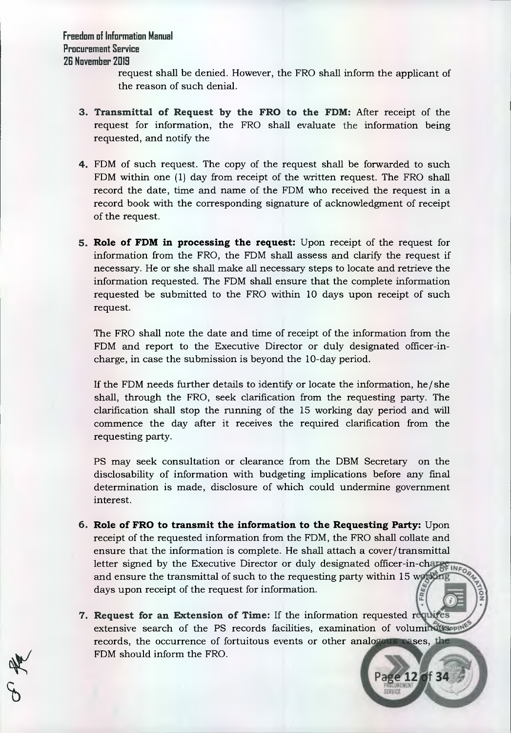request shall be denied. However, the FRO shall inform the applicant of the reason of such denial.

3. **Transmittal of Request by the FRO to the FDM:** After receipt of the request for information, the FRO shall evaluate the information being requested, and notify the

4. FDM of such request. The copy of the request shall be forwarded to such FDM within one (1) day from receipt of the written request. The FRO shall record the date, time and name of the FDM who received the request in a record book with the corresponding signature of acknowledgment of receipt of the request.

5. **Role of FDM in processing the request:** Upon receipt of the request for information from the FRO, the FDM shall assess and clarify the request if necessary. He or she shall make all necessary steps to locate and retrieve the information requested. The FDM shall ensure that the complete information requested be submitted to the FRO within 10 days upon receipt of such request.

   The FRO shall note the date and time of receipt of the information from the FDM and report to the Executive Director or duly designated officer-in-charge, in case the submission is beyond the 10-day period.

   If the FDM needs further details to identify or locate the information, he/she shall, through the FRO, seek clarification from the requesting party. The clarification shall stop the running of the 15 working day period and will commence the day after it receives the required clarification from the requesting party.

   PS may seek consultation or clearance from the DBM Secretary on the disclosability of information with budgeting implications before any final determination is made, disclosure of which could undermine government interest.

6. **Role of FRO to transmit the information to the Requesting Party:** Upon receipt of the requested information from the FDM, the FRO shall collate and ensure that the information is complete. He shall attach a cover/transmittal letter signed by the Executive Director or duly designated officer-in-charge and ensure the transmittal of such to the requesting party within 15 working days upon receipt of the request for information.

7. **Request for an Extension of Time:** If the information requested requires extensive search of the PS records facilities, examination of voluminous records, the occurrence of fortuitous events or other analogous cases, the FDM should inform the FRO.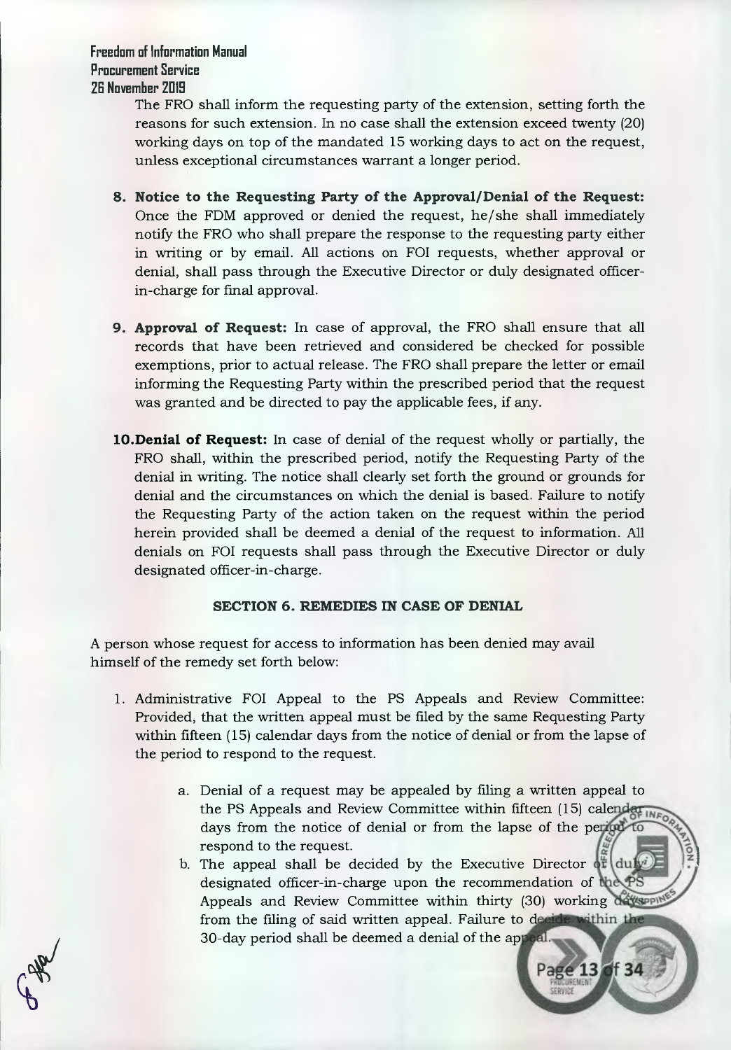The FRO shall inform the requesting party of the extension, setting forth the reasons for such extension. In no case shall the extension exceed twenty (20) working days on top of the mandated 15 working days to act on the request, unless exceptional circumstances warrant a longer period.

8. **Notice to the Requesting Party of the Approval/Denial of the Request:** Once the FDM approved or denied the request, he/she shall immediately notify the FRO who shall prepare the response to the requesting party either in writing or by email. All actions on FOI requests, whether approval or denial, shall pass through the Executive Director or duly designated officer-in-charge for final approval.

9. **Approval of Request:** In case of approval, the FRO shall ensure that all records that have been retrieved and considered be checked for possible exemptions, prior to actual release. The FRO shall prepare the letter or email informing the Requesting Party within the prescribed period that the request was granted and be directed to pay the applicable fees, if any.

10. **Denial of Request:** In case of denial of the request wholly or partially, the FRO shall, within the prescribed period, notify the Requesting Party of the denial in writing. The notice shall clearly set forth the ground or grounds for denial and the circumstances on which the denial is based. Failure to notify the Requesting Party of the action taken on the request within the period herein provided shall be deemed a denial of the request to information. All denials on FOI requests shall pass through the Executive Director or duly designated officer-in-charge.

### SECTION 6. REMEDIES IN CASE OF DENIAL

A person whose request for access to information has been denied may avail himself of the remedy set forth below:

1. Administrative FOI Appeal to the PS Appeals and Review Committee: Provided, that the written appeal must be filed by the same Requesting Party within fifteen (15) calendar days from the notice of denial or from the lapse of the period to respond to the request.
   a. Denial of a request may be appealed by filing a written appeal to the PS Appeals and Review Committee within fifteen (15) calendar days from the notice of denial or from the lapse of the period to respond to the request.
   b. The appeal shall be decided by the Executive Director or duly designated officer-in-charge upon the recommendation of the PS Appeals and Review Committee within thirty (30) working days from the filing of said written appeal. Failure to decide within the 30-day period shall be deemed a denial of the appeal.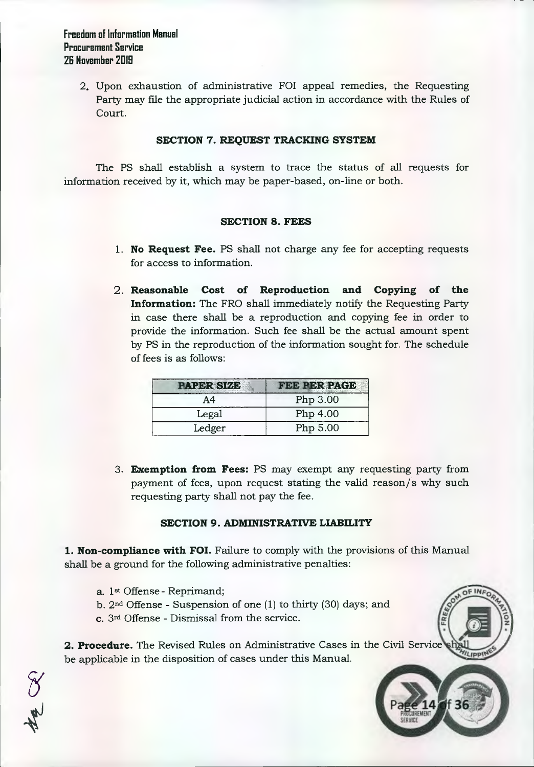2. Upon exhaustion of administrative FOI appeal remedies, the Requesting Party may file the appropriate judicial action in accordance with the Rules of Court.

### SECTION 7. REQUEST TRACKING SYSTEM

The PS shall establish a system to trace the status of all requests for information received by it, which may be paper-based, on-line or both.

### SECTION 8. FEES

1. **No Request Fee.** PS shall not charge any fee for accepting requests for access to information.

2. **Reasonable Cost of Reproduction and Copying of the Information:** The FRO shall immediately notify the Requesting Party in case there shall be a reproduction and copying fee in order to provide the information. Such fee shall be the actual amount spent by PS in the reproduction of the information sought for. The schedule of fees is as follows:

| PAPER SIZE | FEE PER PAGE |
|---|---|
| A4 | Php 3.00 |
| Legal | Php 4.00 |
| Ledger | Php 5.00 |

3. **Exemption from Fees:** PS may exempt any requesting party from payment of fees, upon request stating the valid reason/s why such requesting party shall not pay the fee.

### SECTION 9. ADMINISTRATIVE LIABILITY

**1. Non-compliance with FOI.** Failure to comply with the provisions of this Manual shall be a ground for the following administrative penalties:

a. 1st Offense - Reprimand;
b. 2nd Offense - Suspension of one (1) to thirty (30) days; and
c. 3rd Offense - Dismissal from the service.

**2. Procedure.** The Revised Rules on Administrative Cases in the Civil Service shall be applicable in the disposition of cases under this Manual.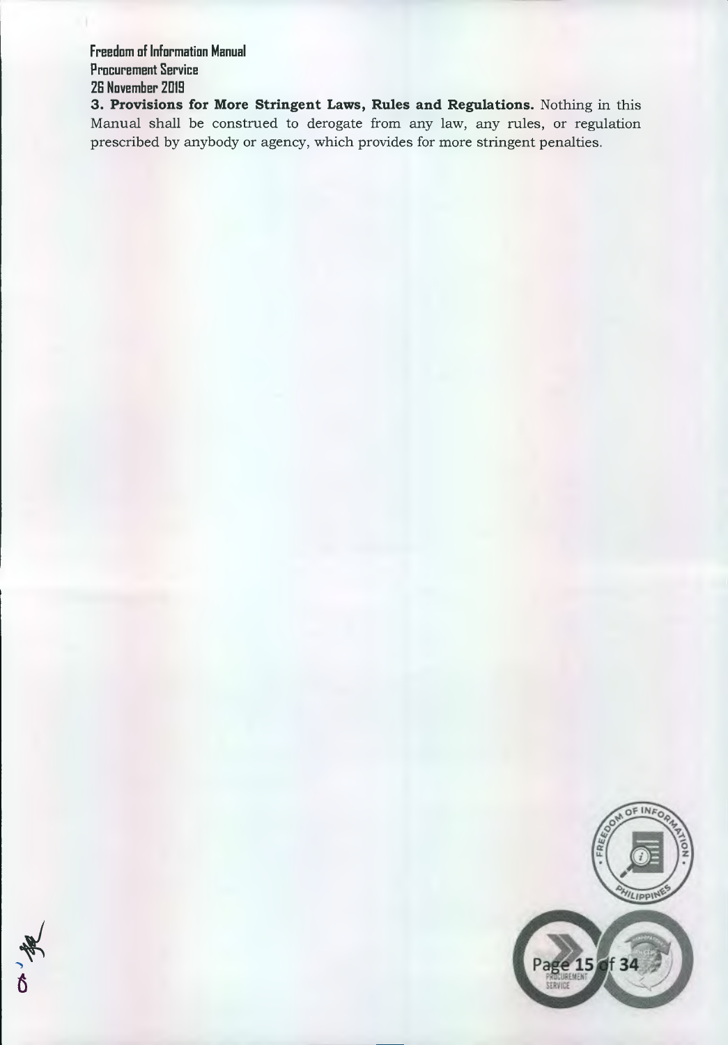**3. Provisions for More Stringent Laws, Rules and Regulations.** Nothing in this Manual shall be construed to derogate from any law, any rules, or regulation prescribed by anybody or agency, which provides for more stringent penalties.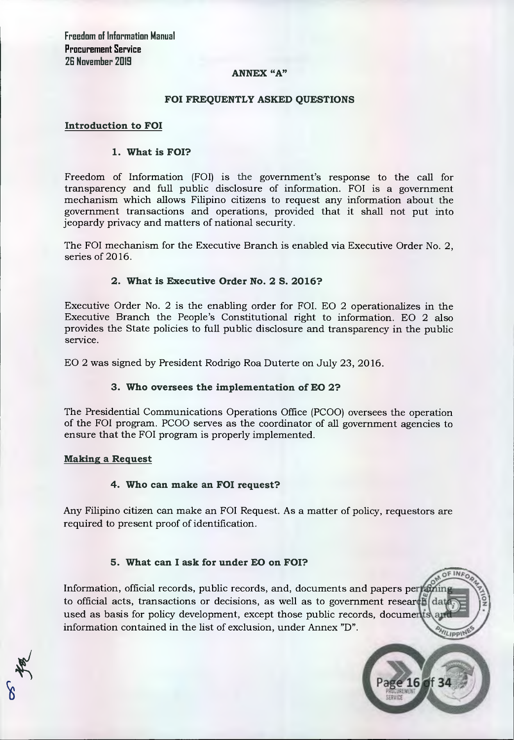## ANNEX "A"

## FOI FREQUENTLY ASKED QUESTIONS

### Introduction to FOI

#### 1. What is FOI?

Freedom of Information (FOI) is the government's response to the call for transparency and full public disclosure of information. FOI is a government mechanism which allows Filipino citizens to request any information about the government transactions and operations, provided that it shall not put into jeopardy privacy and matters of national security.

The FOI mechanism for the Executive Branch is enabled via Executive Order No. 2, series of 2016.

#### 2. What is Executive Order No. 2 S. 2016?

Executive Order No. 2 is the enabling order for FOI. EO 2 operationalizes in the Executive Branch the People's Constitutional right to information. EO 2 also provides the State policies to full public disclosure and transparency in the public service.

EO 2 was signed by President Rodrigo Roa Duterte on July 23, 2016.

#### 3. Who oversees the implementation of EO 2?

The Presidential Communications Operations Office (PCOO) oversees the operation of the FOI program. PCOO serves as the coordinator of all government agencies to ensure that the FOI program is properly implemented.

### Making a Request

#### 4. Who can make an FOI request?

Any Filipino citizen can make an FOI Request. As a matter of policy, requestors are required to present proof of identification.

#### 5. What can I ask for under EO on FOI?

Information, official records, public records, and, documents and papers pertaining to official acts, transactions or decisions, as well as to government research data used as basis for policy development, except those public records, documents and information contained in the list of exclusion, under Annex "D".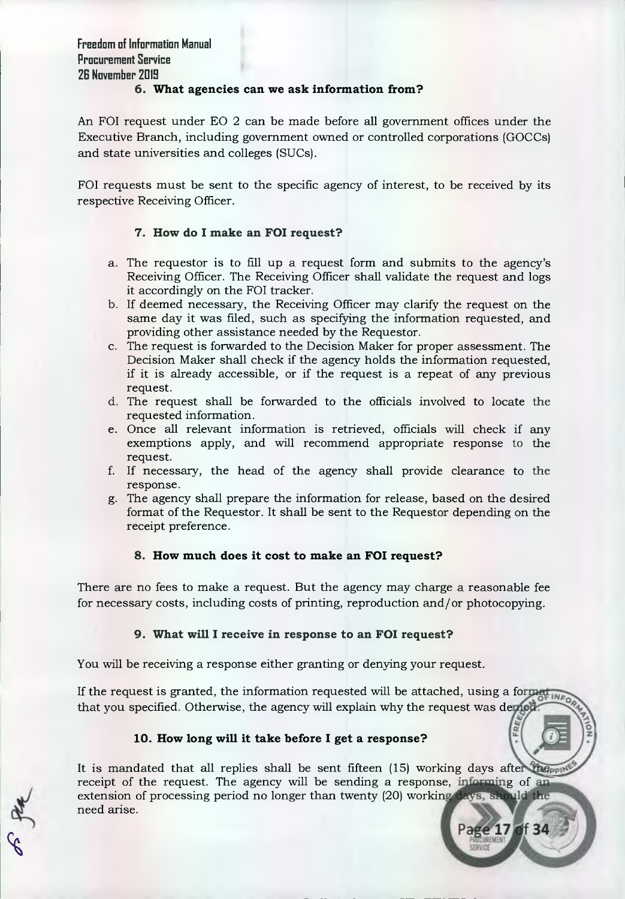### 6. What agencies can we ask information from?

An FOI request under EO 2 can be made before all government offices under the Executive Branch, including government owned or controlled corporations (GOCCs) and state universities and colleges (SUCs).

FOI requests must be sent to the specific agency of interest, to be received by its respective Receiving Officer.

### 7. How do I make an FOI request?

a. The requestor is to fill up a request form and submits to the agency's Receiving Officer. The Receiving Officer shall validate the request and logs it accordingly on the FOI tracker.
b. If deemed necessary, the Receiving Officer may clarify the request on the same day it was filed, such as specifying the information requested, and providing other assistance needed by the Requestor.
c. The request is forwarded to the Decision Maker for proper assessment. The Decision Maker shall check if the agency holds the information requested, if it is already accessible, or if the request is a repeat of any previous request.
d. The request shall be forwarded to the officials involved to locate the requested information.
e. Once all relevant information is retrieved, officials will check if any exemptions apply, and will recommend appropriate response to the request.
f. If necessary, the head of the agency shall provide clearance to the response.
g. The agency shall prepare the information for release, based on the desired format of the Requestor. It shall be sent to the Requestor depending on the receipt preference.

### 8. How much does it cost to make an FOI request?

There are no fees to make a request. But the agency may charge a reasonable fee for necessary costs, including costs of printing, reproduction and/or photocopying.

### 9. What will I receive in response to an FOI request?

You will be receiving a response either granting or denying your request.

If the request is granted, the information requested will be attached, using a format that you specified. Otherwise, the agency will explain why the request was denied.

### 10. How long will it take before I get a response?

It is mandated that all replies shall be sent fifteen (15) working days after the receipt of the request. The agency will be sending a response, informing of an extension of processing period no longer than twenty (20) working days, should the need arise.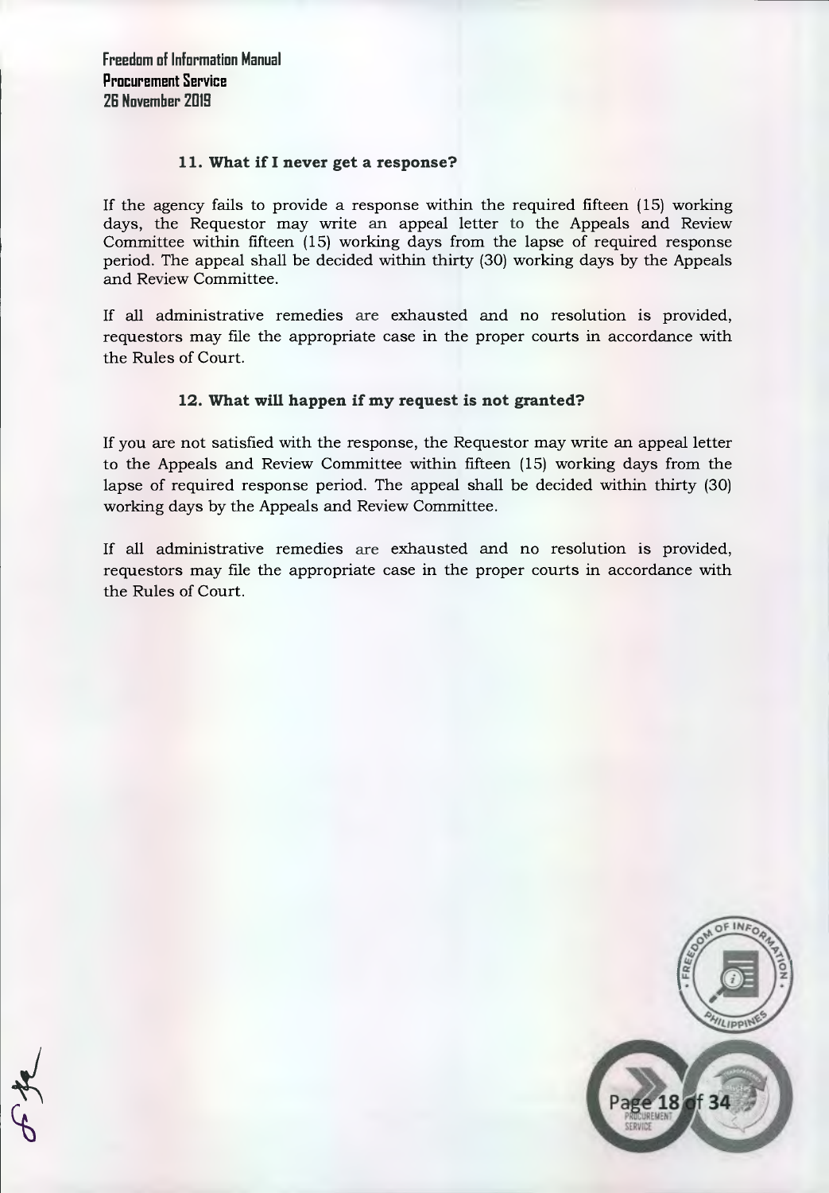### 11. What if I never get a response?

If the agency fails to provide a response within the required fifteen (15) working days, the Requestor may write an appeal letter to the Appeals and Review Committee within fifteen (15) working days from the lapse of required response period. The appeal shall be decided within thirty (30) working days by the Appeals and Review Committee.

If all administrative remedies are exhausted and no resolution is provided, requestors may file the appropriate case in the proper courts in accordance with the Rules of Court.

### 12. What will happen if my request is not granted?

If you are not satisfied with the response, the Requestor may write an appeal letter to the Appeals and Review Committee within fifteen (15) working days from the lapse of required response period. The appeal shall be decided within thirty (30) working days by the Appeals and Review Committee.

If all administrative remedies are exhausted and no resolution is provided, requestors may file the appropriate case in the proper courts in accordance with the Rules of Court.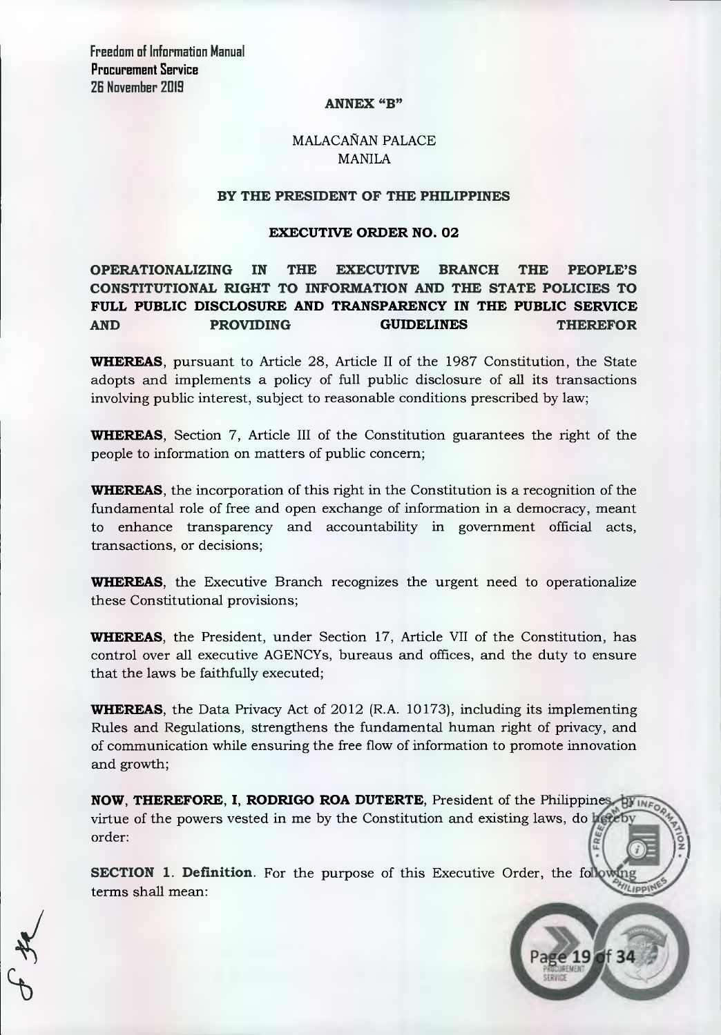**ANNEX "B"**

MALACAÑAN PALACE
MANILA

**BY THE PRESIDENT OF THE PHILIPPINES**

**EXECUTIVE ORDER NO. 02**

**OPERATIONALIZING IN THE EXECUTIVE BRANCH THE PEOPLE'S CONSTITUTIONAL RIGHT TO INFORMATION AND THE STATE POLICIES TO FULL PUBLIC DISCLOSURE AND TRANSPARENCY IN THE PUBLIC SERVICE AND PROVIDING GUIDELINES THEREFOR**

**WHEREAS**, pursuant to Article 28, Article II of the 1987 Constitution, the State adopts and implements a policy of full public disclosure of all its transactions involving public interest, subject to reasonable conditions prescribed by law;

**WHEREAS**, Section 7, Article III of the Constitution guarantees the right of the people to information on matters of public concern;

**WHEREAS**, the incorporation of this right in the Constitution is a recognition of the fundamental role of free and open exchange of information in a democracy, meant to enhance transparency and accountability in government official acts, transactions, or decisions;

**WHEREAS**, the Executive Branch recognizes the urgent need to operationalize these Constitutional provisions;

**WHEREAS**, the President, under Section 17, Article VII of the Constitution, has control over all executive AGENCYs, bureaus and offices, and the duty to ensure that the laws be faithfully executed;

**WHEREAS**, the Data Privacy Act of 2012 (R.A. 10173), including its implementing Rules and Regulations, strengthens the fundamental human right of privacy, and of communication while ensuring the free flow of information to promote innovation and growth;

**NOW, THEREFORE, I, RODRIGO ROA DUTERTE**, President of the Philippines, by virtue of the powers vested in me by the Constitution and existing laws, do hereby order:

**SECTION 1. Definition**. For the purpose of this Executive Order, the following terms shall mean: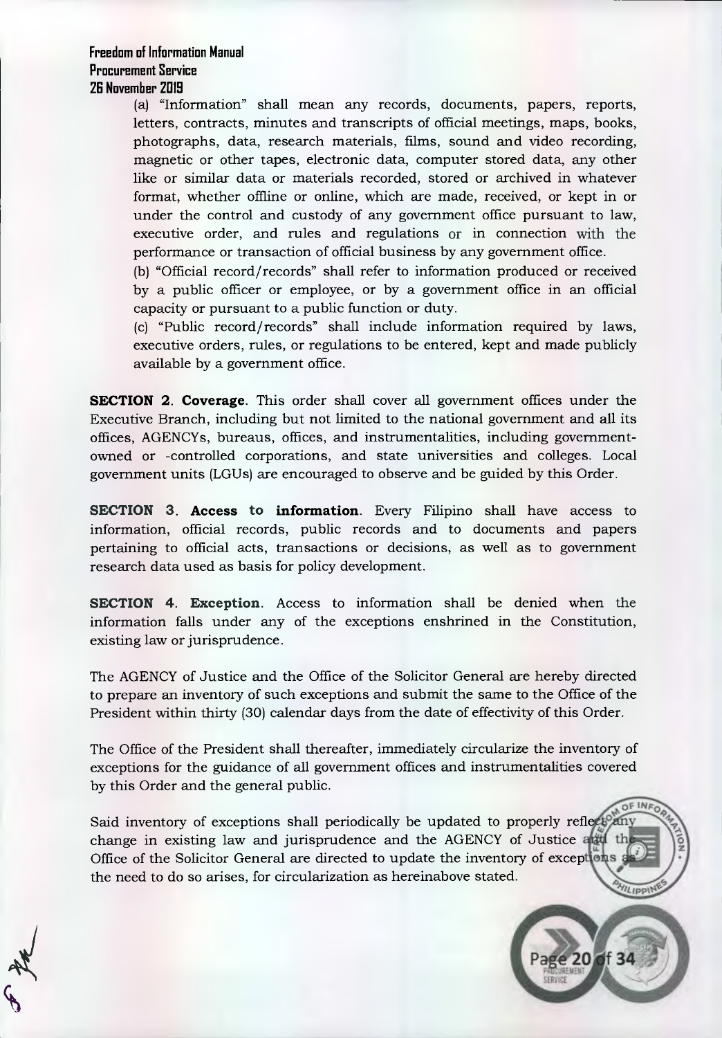(a) "Information" shall mean any records, documents, papers, reports, letters, contracts, minutes and transcripts of official meetings, maps, books, photographs, data, research materials, films, sound and video recording, magnetic or other tapes, electronic data, computer stored data, any other like or similar data or materials recorded, stored or archived in whatever format, whether offline or online, which are made, received, or kept in or under the control and custody of any government office pursuant to law, executive order, and rules and regulations or in connection with the performance or transaction of official business by any government office.

(b) "Official record/records" shall refer to information produced or received by a public officer or employee, or by a government office in an official capacity or pursuant to a public function or duty.

(c) "Public record/records" shall include information required by laws, executive orders, rules, or regulations to be entered, kept and made publicly available by a government office.

**SECTION 2. Coverage**. This order shall cover all government offices under the Executive Branch, including but not limited to the national government and all its offices, AGENCYs, bureaus, offices, and instrumentalities, including government-owned or -controlled corporations, and state universities and colleges. Local government units (LGUs) are encouraged to observe and be guided by this Order.

**SECTION 3. Access to information**. Every Filipino shall have access to information, official records, public records and to documents and papers pertaining to official acts, transactions or decisions, as well as to government research data used as basis for policy development.

**SECTION 4. Exception**. Access to information shall be denied when the information falls under any of the exceptions enshrined in the Constitution, existing law or jurisprudence.

The AGENCY of Justice and the Office of the Solicitor General are hereby directed to prepare an inventory of such exceptions and submit the same to the Office of the President within thirty (30) calendar days from the date of effectivity of this Order.

The Office of the President shall thereafter, immediately circularize the inventory of exceptions for the guidance of all government offices and instrumentalities covered by this Order and the general public.

Said inventory of exceptions shall periodically be updated to properly reflect any change in existing law and jurisprudence and the AGENCY of Justice and the Office of the Solicitor General are directed to update the inventory of exceptions as the need to do so arises, for circularization as hereinabove stated.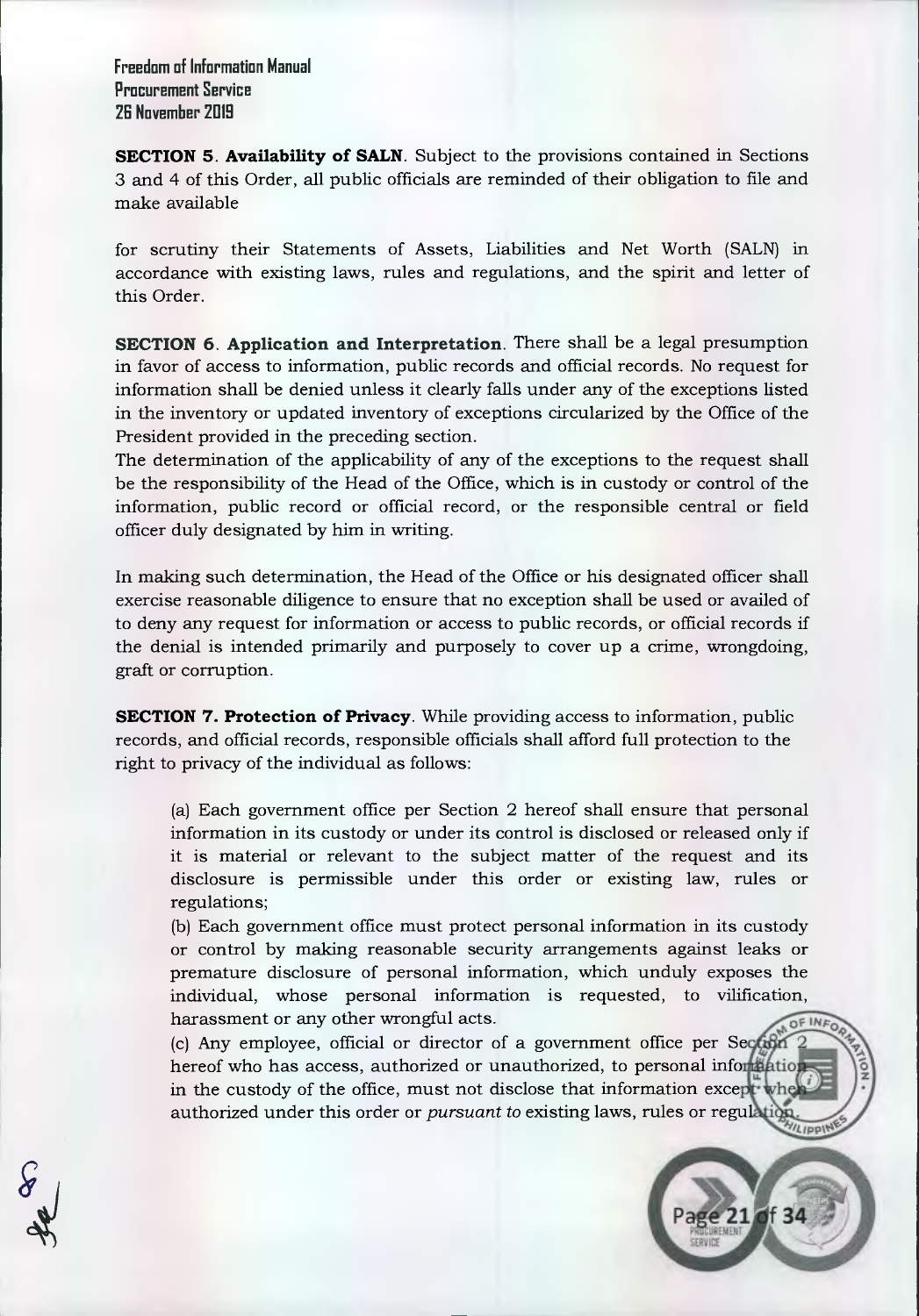**SECTION 5. Availability of SALN**. Subject to the provisions contained in Sections 3 and 4 of this Order, all public officials are reminded of their obligation to file and make available

for scrutiny their Statements of Assets, Liabilities and Net Worth (SALN) in accordance with existing laws, rules and regulations, and the spirit and letter of this Order.

**SECTION 6. Application and Interpretation**. There shall be a legal presumption in favor of access to information, public records and official records. No request for information shall be denied unless it clearly falls under any of the exceptions listed in the inventory or updated inventory of exceptions circularized by the Office of the President provided in the preceding section.

The determination of the applicability of any of the exceptions to the request shall be the responsibility of the Head of the Office, which is in custody or control of the information, public record or official record, or the responsible central or field officer duly designated by him in writing.

In making such determination, the Head of the Office or his designated officer shall exercise reasonable diligence to ensure that no exception shall be used or availed of to deny any request for information or access to public records, or official records if the denial is intended primarily and purposely to cover up a crime, wrongdoing, graft or corruption.

**SECTION 7. Protection of Privacy**. While providing access to information, public records, and official records, responsible officials shall afford full protection to the right to privacy of the individual as follows:

(a) Each government office per Section 2 hereof shall ensure that personal information in its custody or under its control is disclosed or released only if it is material or relevant to the subject matter of the request and its disclosure is permissible under this order or existing law, rules or regulations;

(b) Each government office must protect personal information in its custody or control by making reasonable security arrangements against leaks or premature disclosure of personal information, which unduly exposes the individual, whose personal information is requested, to vilification, harassment or any other wrongful acts.

(c) Any employee, official or director of a government office per Section 2 hereof who has access, authorized or unauthorized, to personal information in the custody of the office, must not disclose that information except when authorized under this order or *pursuant to* existing laws, rules or regulation.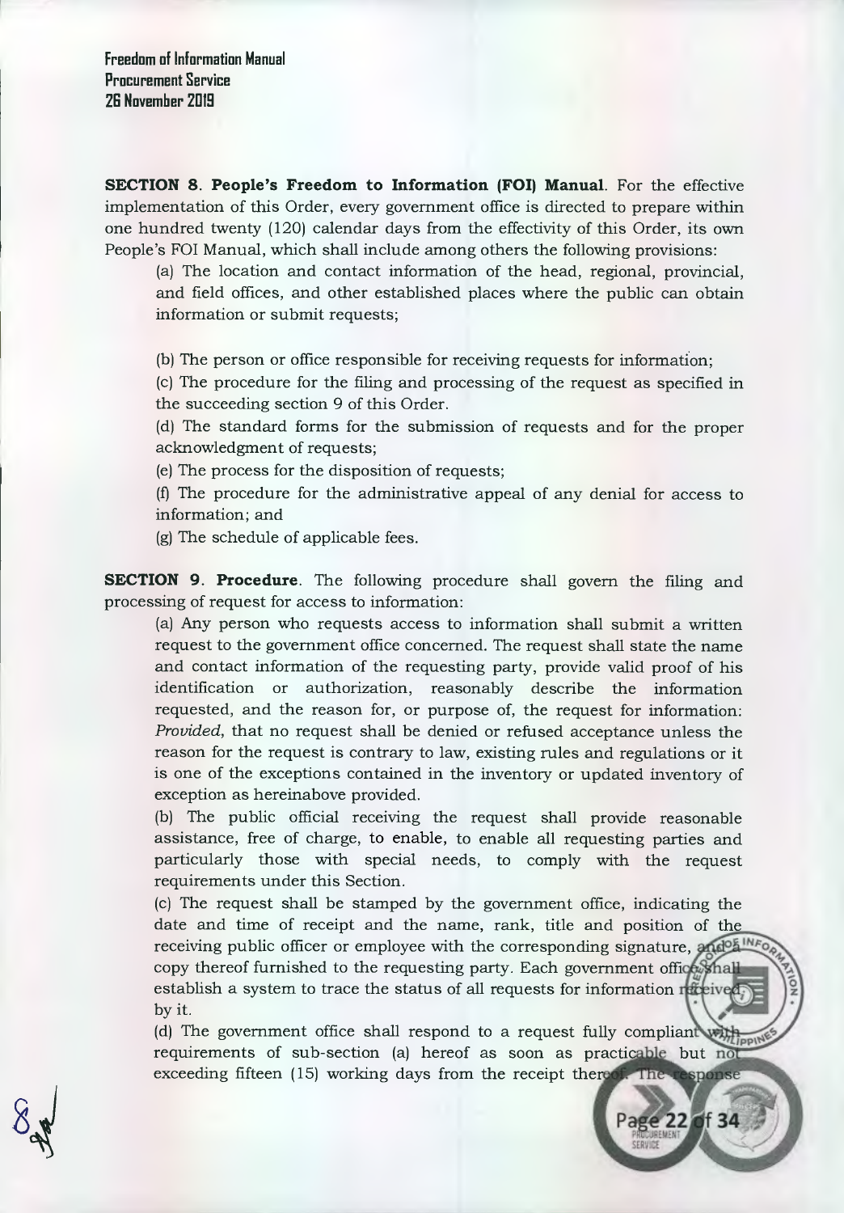**SECTION 8. People's Freedom to Information (FOI) Manual**. For the effective implementation of this Order, every government office is directed to prepare within one hundred twenty (120) calendar days from the effectivity of this Order, its own People's FOI Manual, which shall include among others the following provisions:

(a) The location and contact information of the head, regional, provincial, and field offices, and other established places where the public can obtain information or submit requests;

(b) The person or office responsible for receiving requests for information;

(c) The procedure for the filing and processing of the request as specified in the succeeding section 9 of this Order.

(d) The standard forms for the submission of requests and for the proper acknowledgment of requests;

(e) The process for the disposition of requests;

(f) The procedure for the administrative appeal of any denial for access to information; and

(g) The schedule of applicable fees.

**SECTION 9. Procedure**. The following procedure shall govern the filing and processing of request for access to information:

(a) Any person who requests access to information shall submit a written request to the government office concerned. The request shall state the name and contact information of the requesting party, provide valid proof of his identification or authorization, reasonably describe the information requested, and the reason for, or purpose of, the request for information: *Provided*, that no request shall be denied or refused acceptance unless the reason for the request is contrary to law, existing rules and regulations or it is one of the exceptions contained in the inventory or updated inventory of exception as hereinabove provided.

(b) The public official receiving the request shall provide reasonable assistance, free of charge, to enable, to enable all requesting parties and particularly those with special needs, to comply with the request requirements under this Section.

(c) The request shall be stamped by the government office, indicating the date and time of receipt and the name, rank, title and position of the receiving public officer or employee with the corresponding signature, and a copy thereof furnished to the requesting party. Each government office shall establish a system to trace the status of all requests for information received by it.

(d) The government office shall respond to a request fully compliant with requirements of sub-section (a) hereof as soon as practicable but not exceeding fifteen (15) working days from the receipt thereof. The response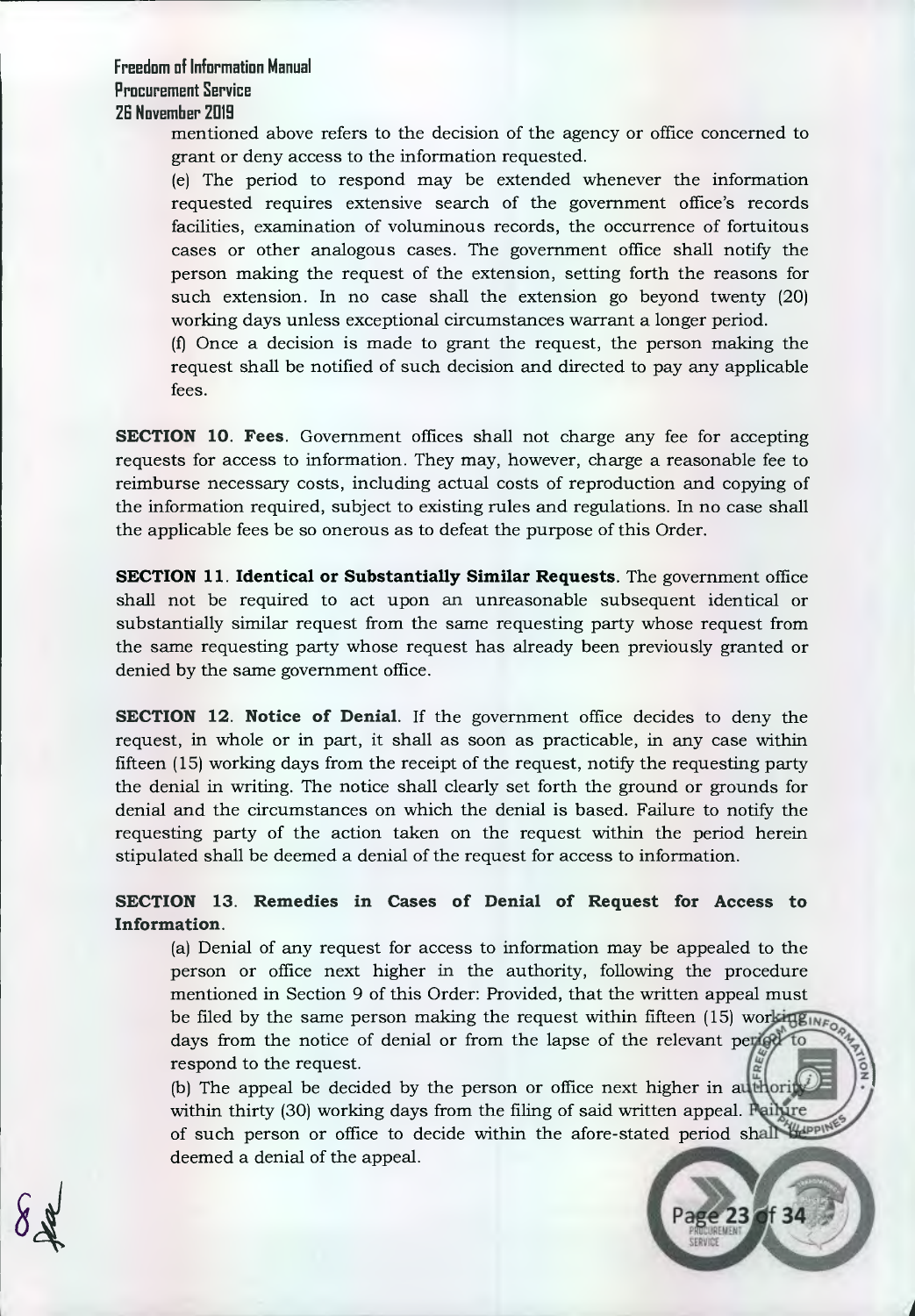mentioned above refers to the decision of the agency or office concerned to grant or deny access to the information requested.

(e) The period to respond may be extended whenever the information requested requires extensive search of the government office's records facilities, examination of voluminous records, the occurrence of fortuitous cases or other analogous cases. The government office shall notify the person making the request of the extension, setting forth the reasons for such extension. In no case shall the extension go beyond twenty (20) working days unless exceptional circumstances warrant a longer period.

(f) Once a decision is made to grant the request, the person making the request shall be notified of such decision and directed to pay any applicable fees.

**SECTION 10. Fees**. Government offices shall not charge any fee for accepting requests for access to information. They may, however, charge a reasonable fee to reimburse necessary costs, including actual costs of reproduction and copying of the information required, subject to existing rules and regulations. In no case shall the applicable fees be so onerous as to defeat the purpose of this Order.

**SECTION 11. Identical or Substantially Similar Requests.** The government office shall not be required to act upon an unreasonable subsequent identical or substantially similar request from the same requesting party whose request from the same requesting party whose request has already been previously granted or denied by the same government office.

**SECTION 12. Notice of Denial**. If the government office decides to deny the request, in whole or in part, it shall as soon as practicable, in any case within fifteen (15) working days from the receipt of the request, notify the requesting party the denial in writing. The notice shall clearly set forth the ground or grounds for denial and the circumstances on which the denial is based. Failure to notify the requesting party of the action taken on the request within the period herein stipulated shall be deemed a denial of the request for access to information.

**SECTION 13. Remedies in Cases of Denial of Request for Access to Information.**

(a) Denial of any request for access to information may be appealed to the person or office next higher in the authority, following the procedure mentioned in Section 9 of this Order: Provided, that the written appeal must be filed by the same person making the request within fifteen (15) working days from the notice of denial or from the lapse of the relevant period to respond to the request.

(b) The appeal be decided by the person or office next higher in authority within thirty (30) working days from the filing of said written appeal. Failure of such person or office to decide within the afore-stated period shall be deemed a denial of the appeal.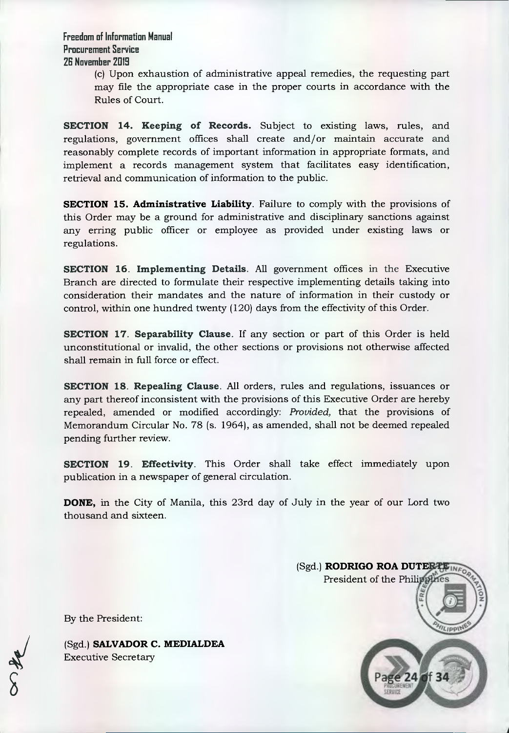(c) Upon exhaustion of administrative appeal remedies, the requesting part may file the appropriate case in the proper courts in accordance with the Rules of Court.

**SECTION 14. Keeping of Records.** Subject to existing laws, rules, and regulations, government offices shall create and/or maintain accurate and reasonably complete records of important information in appropriate formats, and implement a records management system that facilitates easy identification, retrieval and communication of information to the public.

**SECTION 15. Administrative Liability**. Failure to comply with the provisions of this Order may be a ground for administrative and disciplinary sanctions against any erring public officer or employee as provided under existing laws or regulations.

**SECTION 16. Implementing Details**. All government offices in the Executive Branch are directed to formulate their respective implementing details taking into consideration their mandates and the nature of information in their custody or control, within one hundred twenty (120) days from the effectivity of this Order.

**SECTION 17. Separability Clause**. If any section or part of this Order is held unconstitutional or invalid, the other sections or provisions not otherwise affected shall remain in full force or effect.

**SECTION 18. Repealing Clause**. All orders, rules and regulations, issuances or any part thereof inconsistent with the provisions of this Executive Order are hereby repealed, amended or modified accordingly: *Provided,* that the provisions of Memorandum Circular No. 78 (s. 1964), as amended, shall not be deemed repealed pending further review.

**SECTION 19. Effectivity**. This Order shall take effect immediately upon publication in a newspaper of general circulation.

**DONE,** in the City of Manila, this 23rd day of July in the year of our Lord two thousand and sixteen.

(Sgd.) **RODRIGO ROA DUTERTE**
President of the Philippines

By the President:

(Sgd.) **SALVADOR C. MEDIALDEA**
Executive Secretary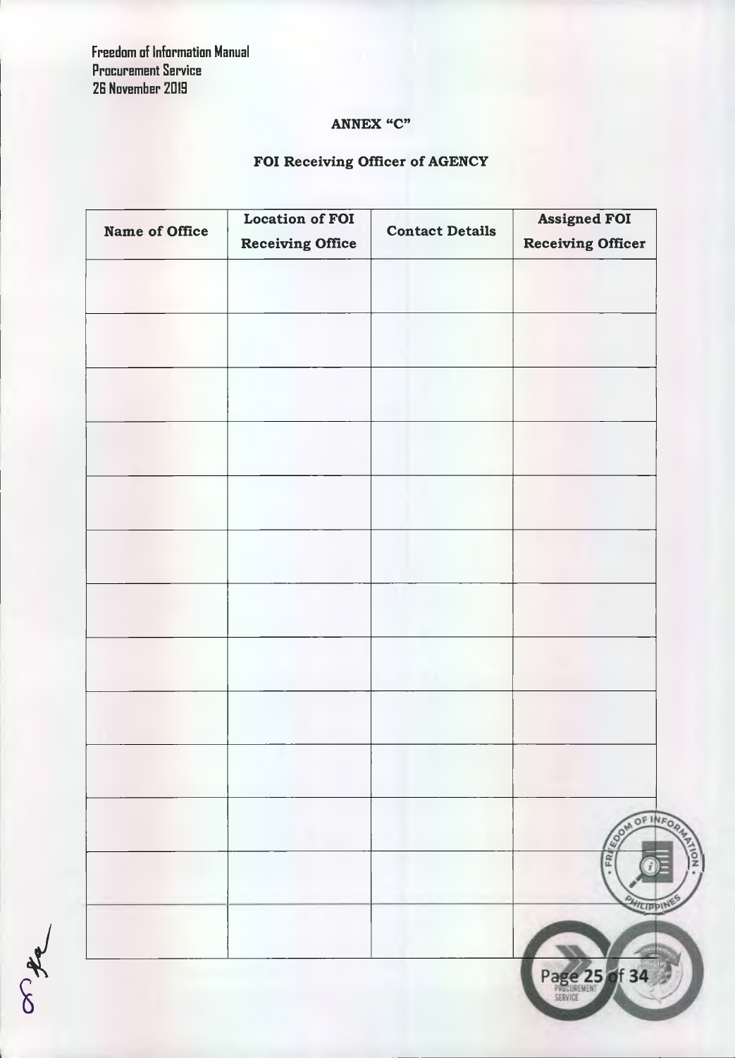## ANNEX "C"

### FOI Receiving Officer of AGENCY

| Name of Office | Location of FOI Receiving Office | Contact Details | Assigned FOI Receiving Officer |
|---|---|---|---|
| | | | |
| | | | |
| | | | |
| | | | |
| | | | |
| | | | |
| | | | |
| | | | |
| | | | |
| | | | |
| | | | |
| | | | |
| | | | |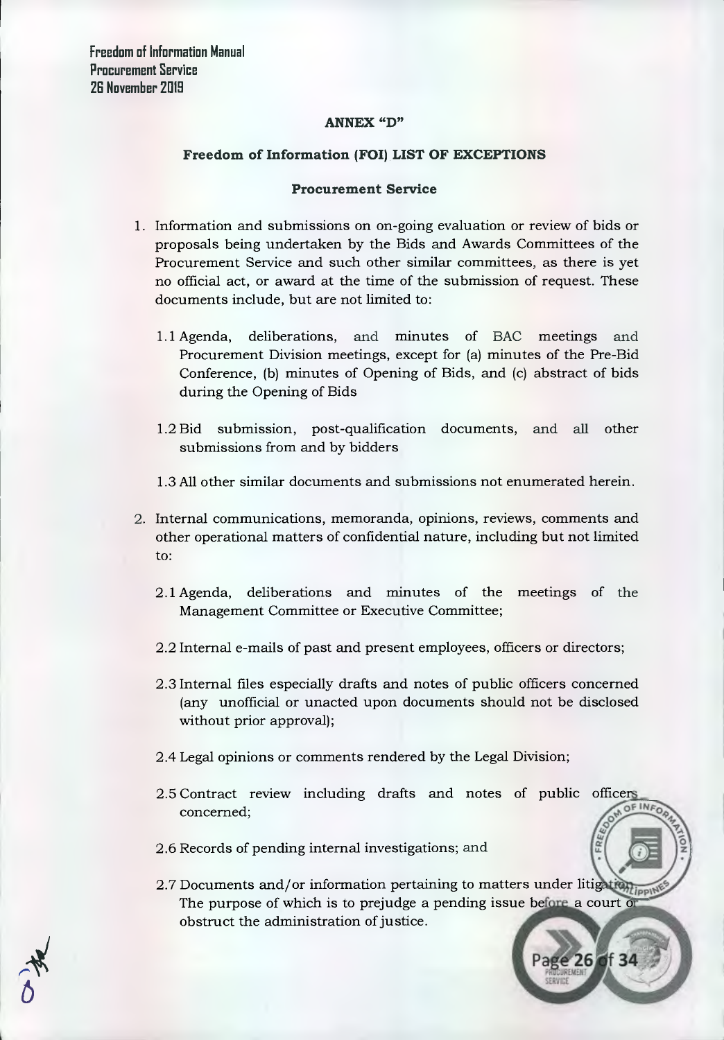## ANNEX "D"

### Freedom of Information (FOI) LIST OF EXCEPTIONS

### Procurement Service

1. Information and submissions on on-going evaluation or review of bids or proposals being undertaken by the Bids and Awards Committees of the Procurement Service and such other similar committees, as there is yet no official act, or award at the time of the submission of request. These documents include, but are not limited to:

   1.1 Agenda, deliberations, and minutes of BAC meetings and Procurement Division meetings, except for (a) minutes of the Pre-Bid Conference, (b) minutes of Opening of Bids, and (c) abstract of bids during the Opening of Bids

   1.2 Bid submission, post-qualification documents, and all other submissions from and by bidders

   1.3 All other similar documents and submissions not enumerated herein.

2. Internal communications, memoranda, opinions, reviews, comments and other operational matters of confidential nature, including but not limited to:

   2.1 Agenda, deliberations and minutes of the meetings of the Management Committee or Executive Committee;

   2.2 Internal e-mails of past and present employees, officers or directors;

   2.3 Internal files especially drafts and notes of public officers concerned (any unofficial or unacted upon documents should not be disclosed without prior approval);

   2.4 Legal opinions or comments rendered by the Legal Division;

   2.5 Contract review including drafts and notes of public officers concerned;

   2.6 Records of pending internal investigations; and

   2.7 Documents and/or information pertaining to matters under litigation. The purpose of which is to prejudge a pending issue before a court or obstruct the administration of justice.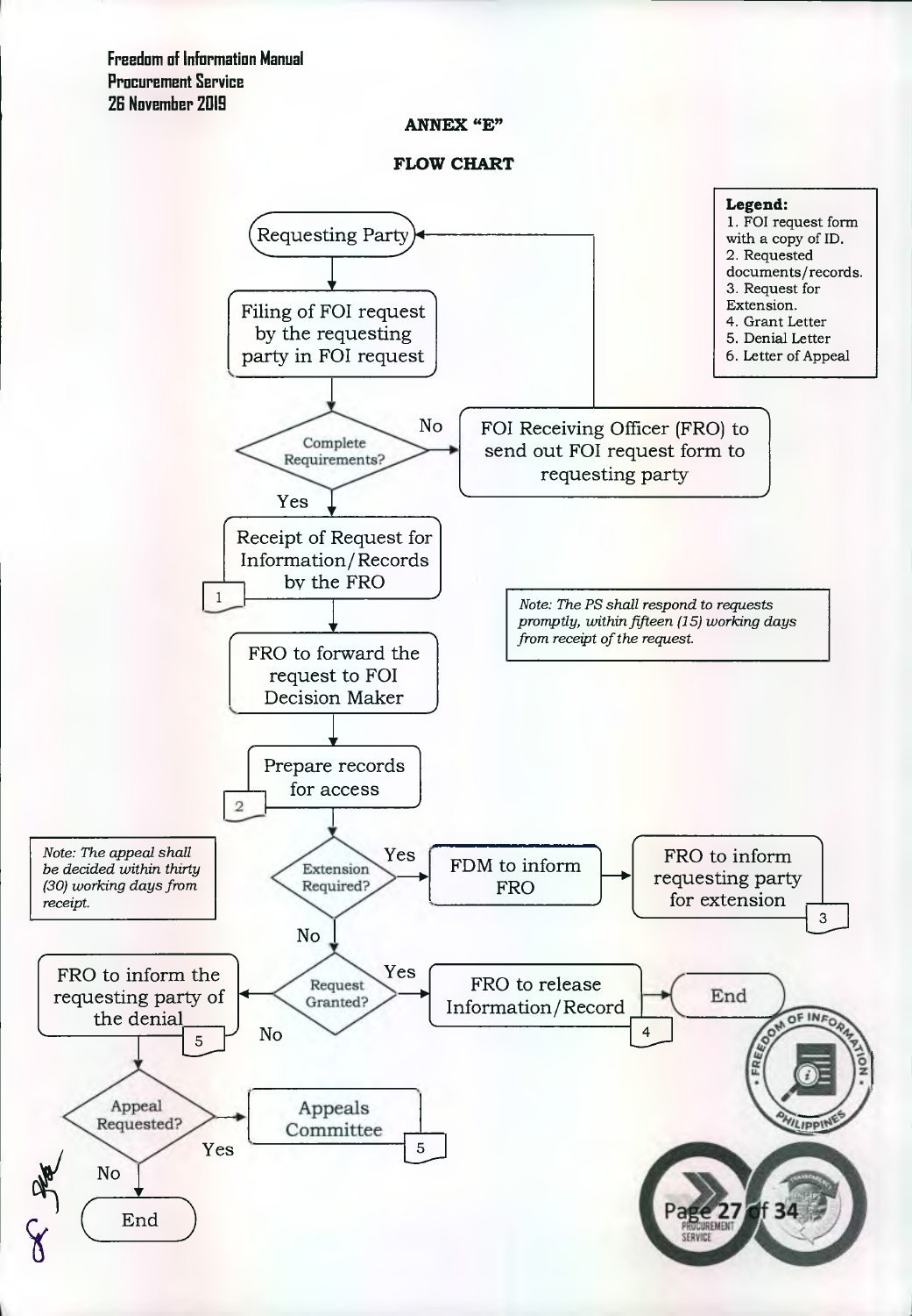**Freedom of Information Manual**
**Procurement Service**
**26 November 2019**

## ANNEX "E"

## FLOW CHART

**Legend:**
1. FOI request form with a copy of ID.
2. Requested documents/records.
3. Request for Extension.
4. Grant Letter
5. Denial Letter
6. Letter of Appeal

Requesting Party

Filing of FOI request by the requesting party in FOI request

Complete Requirements?

No → FOI Receiving Officer (FRO) to send out FOI request form to requesting party → Requesting Party

Yes → Receipt of Request for Information/Records by the FRO [1]

*Note: The PS shall respond to requests promptly, within fifteen (15) working days from receipt of the request.*

FRO to forward the request to FOI Decision Maker

Prepare records for access [2]

*Note: The appeal shall be decided within thirty (30) working days from receipt.*

Extension Required?

Yes → FDM to inform FRO → FRO to inform requesting party for extension [3]

No → Request Granted?

Yes → FRO to release Information/Record [4] → End

No → FRO to inform the requesting party of the denial [5]

Appeal Requested?

Yes → Appeals Committee [5]

No → End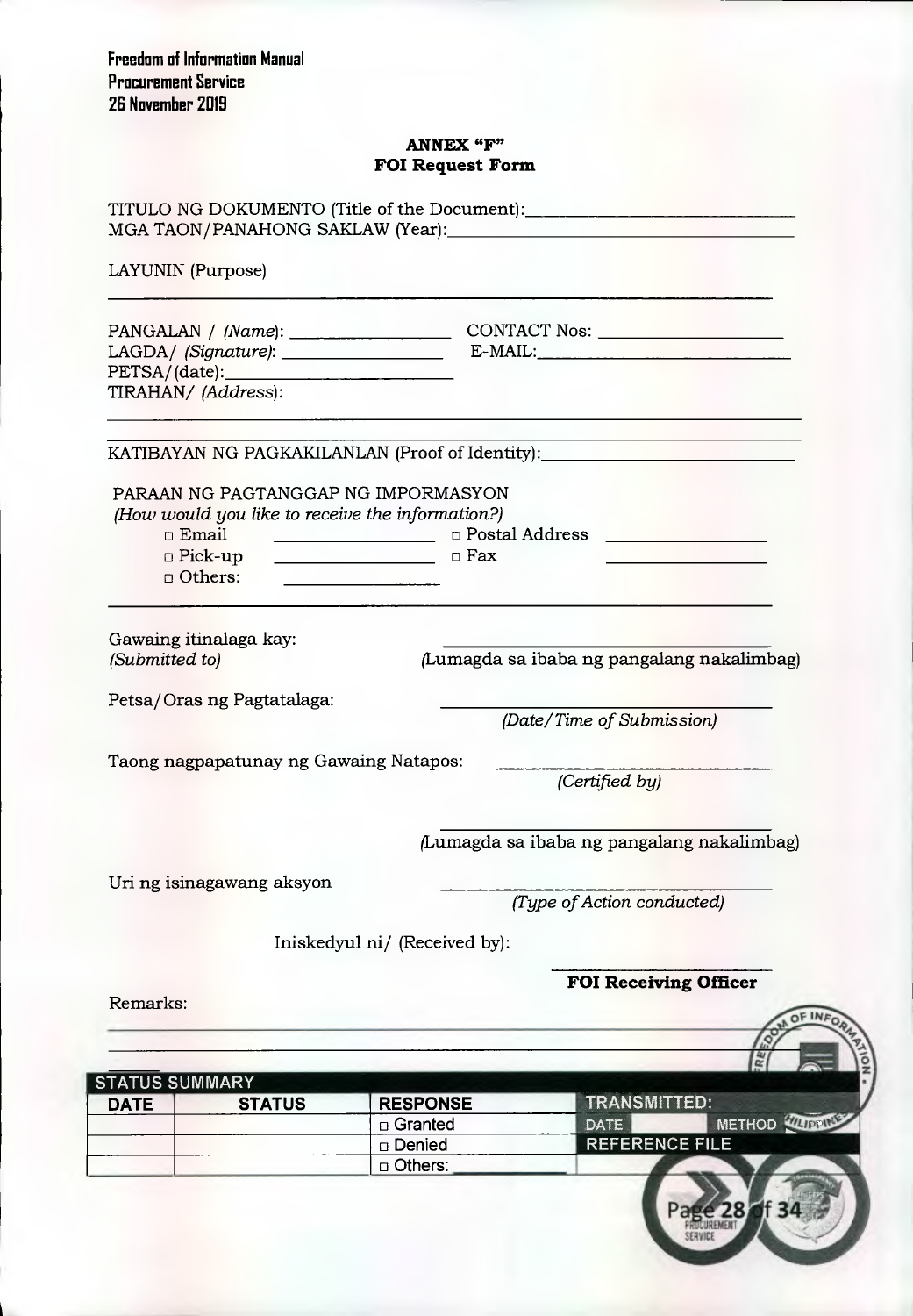**Freedom of Information Manual**
**Procurement Service**
**26 November 2019**

## ANNEX "F"
## FOI Request Form

TITULO NG DOKUMENTO (Title of the Document):____________________________
MGA TAON/PANAHONG SAKLAW (Year):____________________________________

LAYUNIN (Purpose)

______________________________________________________________

PANGALAN / *(Name)*: ________________ CONTACT Nos: ____________________
LAGDA/ *(Signature)*: ________________ E-MAIL:____________________________
PETSA/(date):________________________
TIRAHAN/ *(Address)*:

______________________________________________________________

______________________________________________________________

KATIBAYAN NG PAGKAKILANLAN (Proof of Identity):________________________

PARAAN NG PAGTANGGAP NG IMPORMASYON
*(How would you like to receive the information?)*

- □ Email ________________ □ Postal Address ________________
- □ Pick-up ________________ □ Fax ________________
- □ Others: ________________

______________________________________________________________

Gawaing itinalaga kay: ____________________________________
*(Submitted to)* (Lumagda sa ibaba ng pangalang nakalimbag)

Petsa/Oras ng Pagtatalaga: ____________________________________
*(Date/Time of Submission)*

Taong nagpapatunay ng Gawaing Natapos: ____________________________
*(Certified by)*

____________________________________
(Lumagda sa ibaba ng pangalang nakalimbag)

Uri ng isinagawang aksyon ____________________________________
*(Type of Action conducted)*

Iniskedyul ni/ (Received by):

____________________________
**FOI Receiving Officer**

Remarks:

______________________________________________________________

______________________________________________________________

| STATUS SUMMARY | | | |
|---|---|---|---|
| **DATE** | **STATUS** | **RESPONSE** | **TRANSMITTED:** |
| | | □ Granted | DATE METHOD |
| | | □ Denied | REFERENCE FILE |
| | | □ Others: | |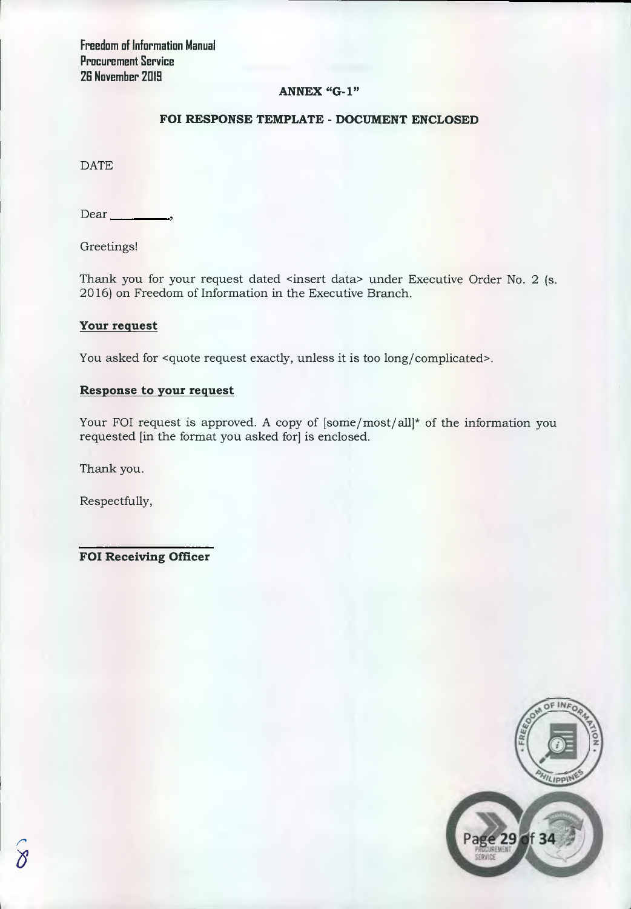## ANNEX "G-1"

### FOI RESPONSE TEMPLATE - DOCUMENT ENCLOSED

DATE

Dear ________,

Greetings!

Thank you for your request dated <insert data> under Executive Order No. 2 (s. 2016) on Freedom of Information in the Executive Branch.

**Your request**

You asked for <quote request exactly, unless it is too long/complicated>.

**Response to your request**

Your FOI request is approved. A copy of [some/most/all]* of the information you requested [in the format you asked for] is enclosed.

Thank you.

Respectfully,

________________

**FOI Receiving Officer**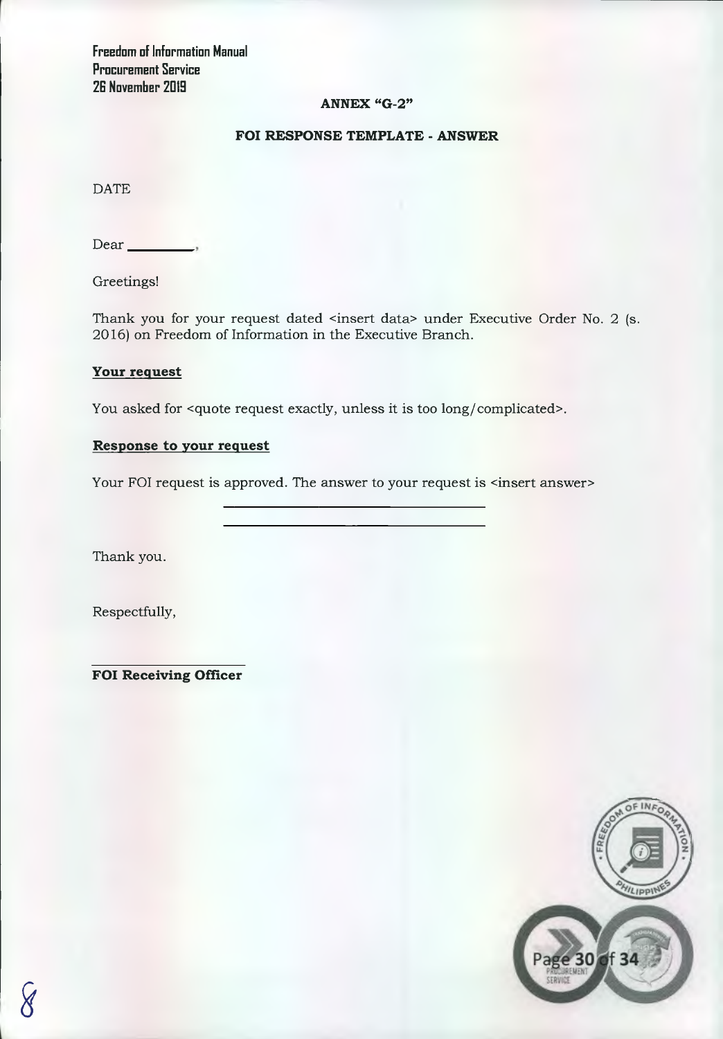## ANNEX "G-2"

## FOI RESPONSE TEMPLATE - ANSWER

DATE

Dear \_\_\_\_\_\_\_\_\_,

Greetings!

Thank you for your request dated <insert data> under Executive Order No. 2 (s. 2016) on Freedom of Information in the Executive Branch.

**Your request**

You asked for <quote request exactly, unless it is too long/complicated>.

**Response to your request**

Your FOI request is approved. The answer to your request is <insert answer>

\_\_\_\_\_\_\_\_\_\_\_\_\_\_\_\_\_\_\_\_\_\_\_\_\_\_\_\_\_\_\_\_\_\_\_\_

\_\_\_\_\_\_\_\_\_\_\_\_\_\_\_\_\_\_\_\_\_\_\_\_\_\_\_\_\_\_\_\_\_\_\_\_

Thank you.

Respectfully,

\_\_\_\_\_\_\_\_\_\_\_\_\_\_\_\_\_\_\_\_

**FOI Receiving Officer**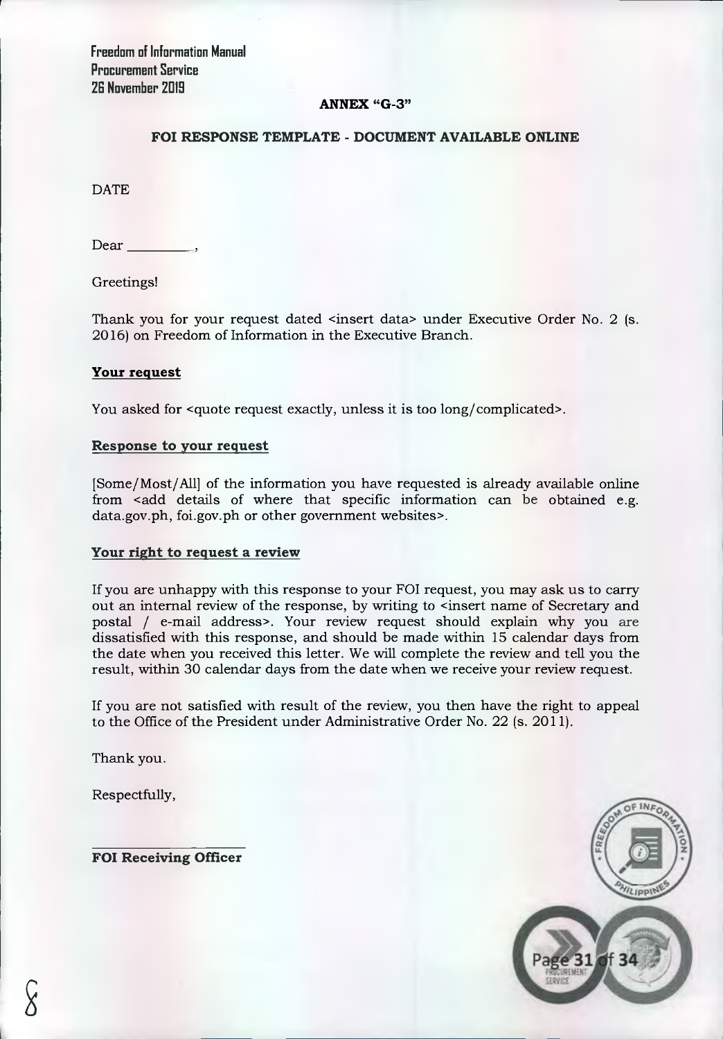## ANNEX "G-3"

### FOI RESPONSE TEMPLATE - DOCUMENT AVAILABLE ONLINE

DATE

Dear ________,

Greetings!

Thank you for your request dated <insert data> under Executive Order No. 2 (s. 2016) on Freedom of Information in the Executive Branch.

**Your request**

You asked for <quote request exactly, unless it is too long/complicated>.

**Response to your request**

[Some/Most/All] of the information you have requested is already available online from <add details of where that specific information can be obtained e.g. data.gov.ph, foi.gov.ph or other government websites>.

**Your right to request a review**

If you are unhappy with this response to your FOI request, you may ask us to carry out an internal review of the response, by writing to <insert name of Secretary and postal / e-mail address>. Your review request should explain why you are dissatisfied with this response, and should be made within 15 calendar days from the date when you received this letter. We will complete the review and tell you the result, within 30 calendar days from the date when we receive your review request.

If you are not satisfied with result of the review, you then have the right to appeal to the Office of the President under Administrative Order No. 22 (s. 2011).

Thank you.

Respectfully,

________________

**FOI Receiving Officer**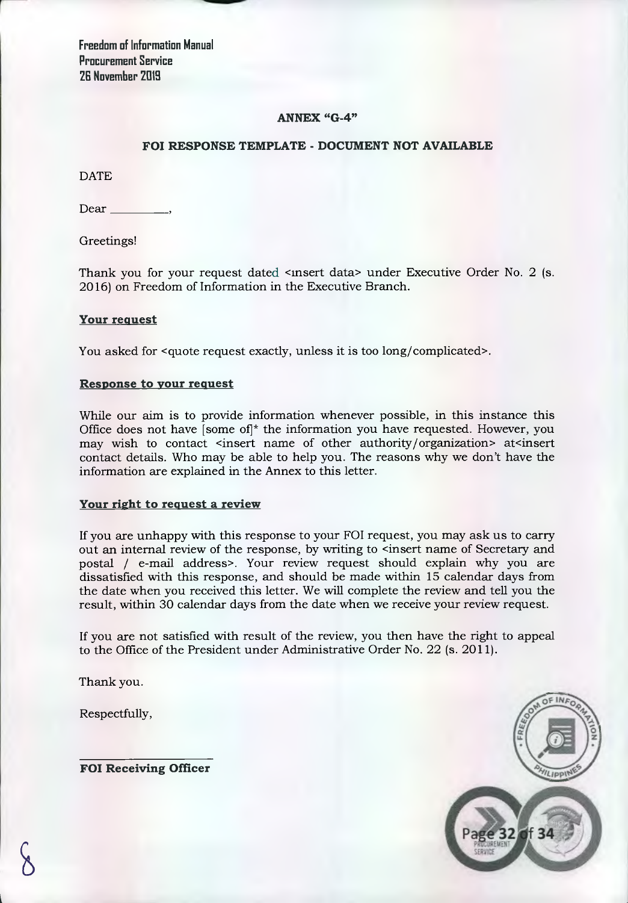## ANNEX "G-4"

### FOI RESPONSE TEMPLATE - DOCUMENT NOT AVAILABLE

DATE

Dear ________,

Greetings!

Thank you for your request dated <insert data> under Executive Order No. 2 (s. 2016) on Freedom of Information in the Executive Branch.

**Your request**

You asked for <quote request exactly, unless it is too long/complicated>.

**Response to your request**

While our aim is to provide information whenever possible, in this instance this Office does not have [some of]* the information you have requested. However, you may wish to contact <insert name of other authority/organization> at<insert contact details. Who may be able to help you. The reasons why we don't have the information are explained in the Annex to this letter.

**Your right to request a review**

If you are unhappy with this response to your FOI request, you may ask us to carry out an internal review of the response, by writing to <insert name of Secretary and postal / e-mail address>. Your review request should explain why you are dissatisfied with this response, and should be made within 15 calendar days from the date when you received this letter. We will complete the review and tell you the result, within 30 calendar days from the date when we receive your review request.

If you are not satisfied with result of the review, you then have the right to appeal to the Office of the President under Administrative Order No. 22 (s. 2011).

Thank you.

Respectfully,

______________________

**FOI Receiving Officer**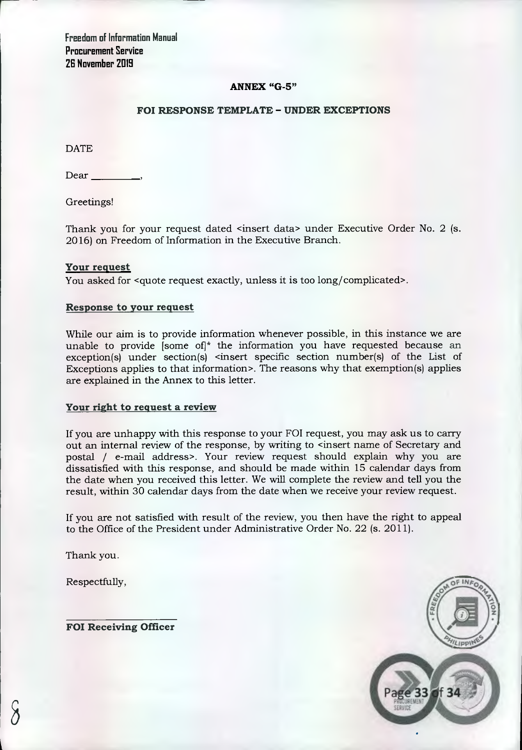## ANNEX "G-5"

### FOI RESPONSE TEMPLATE – UNDER EXCEPTIONS

DATE

Dear ________,

Greetings!

Thank you for your request dated <insert data> under Executive Order No. 2 (s. 2016) on Freedom of Information in the Executive Branch.

**Your request**

You asked for <quote request exactly, unless it is too long/complicated>.

**Response to your request**

While our aim is to provide information whenever possible, in this instance we are unable to provide [some of]* the information you have requested because an exception(s) under section(s) <insert specific section number(s) of the List of Exceptions applies to that information>. The reasons why that exemption(s) applies are explained in the Annex to this letter.

**Your right to request a review**

If you are unhappy with this response to your FOI request, you may ask us to carry out an internal review of the response, by writing to <insert name of Secretary and postal / e-mail address>. Your review request should explain why you are dissatisfied with this response, and should be made within 15 calendar days from the date when you received this letter. We will complete the review and tell you the result, within 30 calendar days from the date when we receive your review request.

If you are not satisfied with result of the review, you then have the right to appeal to the Office of the President under Administrative Order No. 22 (s. 2011).

Thank you.

Respectfully,

____________________

**FOI Receiving Officer**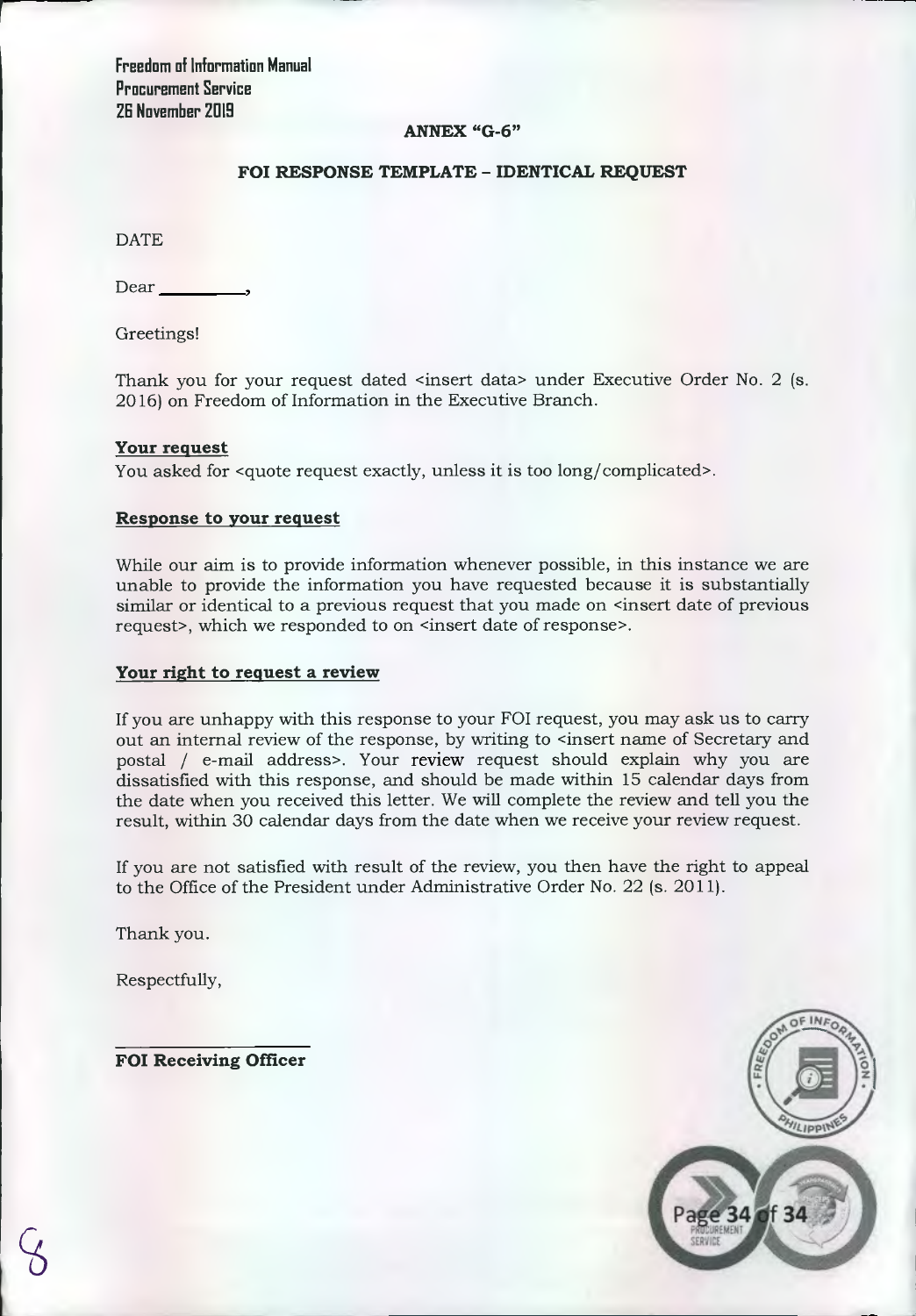## ANNEX "G-6"

## FOI RESPONSE TEMPLATE – IDENTICAL REQUEST

DATE

Dear ________,

Greetings!

Thank you for your request dated <insert data> under Executive Order No. 2 (s. 2016) on Freedom of Information in the Executive Branch.

**Your request**

You asked for <quote request exactly, unless it is too long/complicated>.

**Response to your request**

While our aim is to provide information whenever possible, in this instance we are unable to provide the information you have requested because it is substantially similar or identical to a previous request that you made on <insert date of previous request>, which we responded to on <insert date of response>.

**Your right to request a review**

If you are unhappy with this response to your FOI request, you may ask us to carry out an internal review of the response, by writing to <insert name of Secretary and postal / e-mail address>. Your review request should explain why you are dissatisfied with this response, and should be made within 15 calendar days from the date when you received this letter. We will complete the review and tell you the result, within 30 calendar days from the date when we receive your review request.

If you are not satisfied with result of the review, you then have the right to appeal to the Office of the President under Administrative Order No. 22 (s. 2011).

Thank you.

Respectfully,

________________

**FOI Receiving Officer**